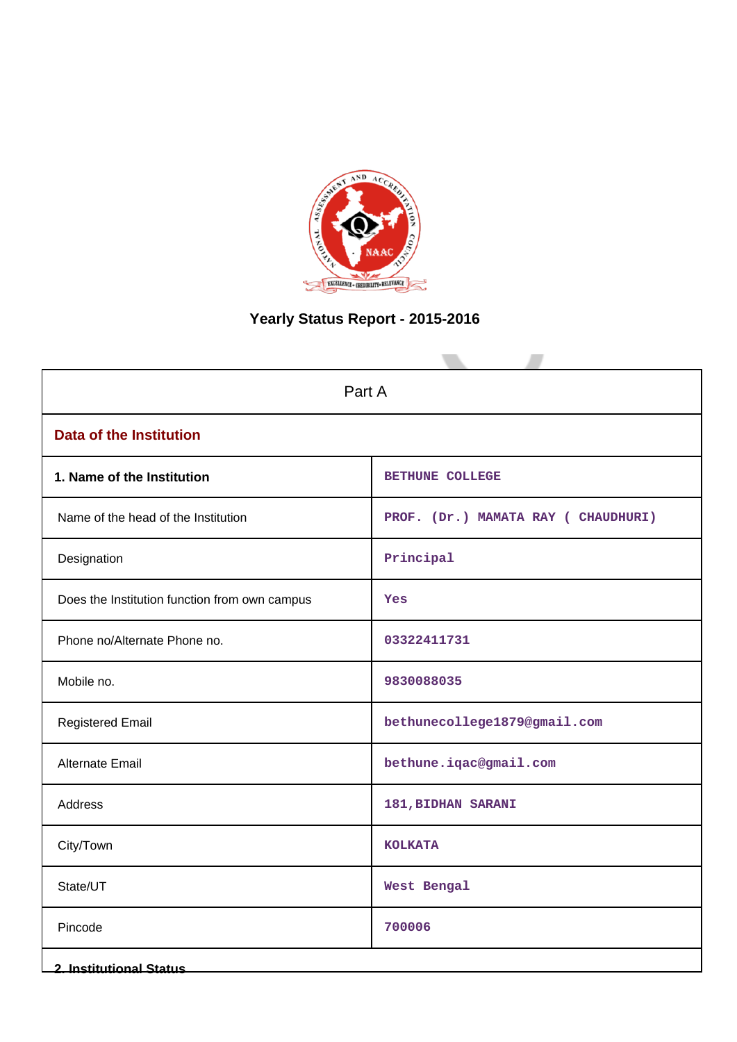# Yearly Status Report - 2015-2016

| Part A | |
|---|---|
| **Data of the Institution** | |
| **1. Name of the Institution** | BETHUNE COLLEGE |
| Name of the head of the Institution | PROF. (Dr.) MAMATA RAY ( CHAUDHURI) |
| Designation | Principal |
| Does the Institution function from own campus | Yes |
| Phone no/Alternate Phone no. | 03322411731 |
| Mobile no. | 9830088035 |
| Registered Email | bethunecollege1879@gmail.com |
| Alternate Email | bethune.iqac@gmail.com |
| Address | 181,BIDHAN SARANI |
| City/Town | KOLKATA |
| State/UT | West Bengal |
| Pincode | 700006 |
| **2. Institutional Status** | |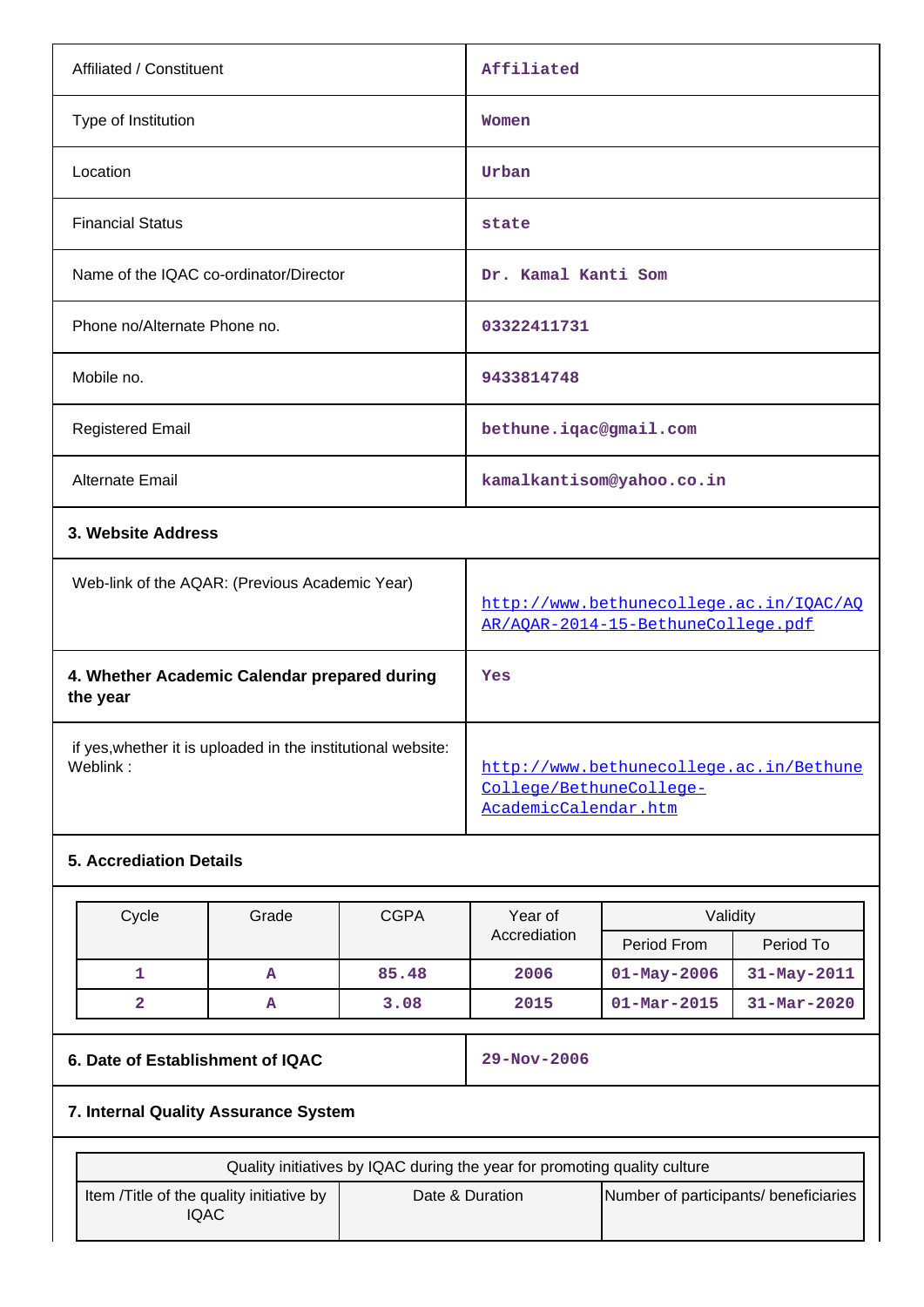| | |
|---|---|
| Affiliated / Constituent | Affiliated |
| Type of Institution | Women |
| Location | Urban |
| Financial Status | state |
| Name of the IQAC co-ordinator/Director | Dr. Kamal Kanti Som |
| Phone no/Alternate Phone no. | 03322411731 |
| Mobile no. | 9433814748 |
| Registered Email | bethune.iqac@gmail.com |
| Alternate Email | kamalkantisom@yahoo.co.in |

**3. Website Address**

| | |
|---|---|
| Web-link of the AQAR: (Previous Academic Year) | http://www.bethunecollege.ac.in/IQAC/AQAR/AQAR-2014-15-BethuneCollege.pdf |
| **4. Whether Academic Calendar prepared during the year** | Yes |
| if yes,whether it is uploaded in the institutional website: Weblink : | http://www.bethunecollege.ac.in/BethuneCollege/BethuneCollege-AcademicCalendar.htm |

**5. Accrediation Details**

| Cycle | Grade | CGPA | Year of Accrediation | Validity | |
|---|---|---|---|---|---|
| | | | | Period From | Period To |
| 1 | A | 85.48 | 2006 | 01-May-2006 | 31-May-2011 |
| 2 | A | 3.08 | 2015 | 01-Mar-2015 | 31-Mar-2020 |

| | |
|---|---|
| **6. Date of Establishment of IQAC** | 29-Nov-2006 |

**7. Internal Quality Assurance System**

| Quality initiatives by IQAC during the year for promoting quality culture | | |
|---|---|---|
| Item /Title of the quality initiative by IQAC | Date & Duration | Number of participants/ beneficiaries |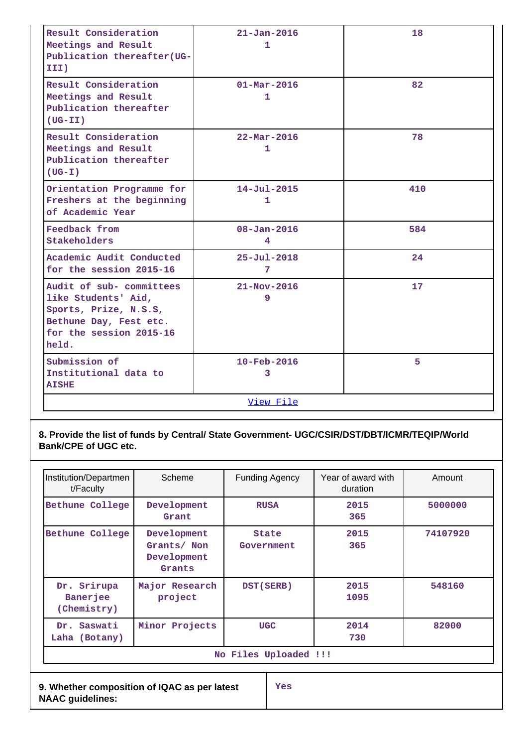| | | |
|---|---|---|
| Result Consideration Meetings and Result Publication thereafter(UG-III) | 21-Jan-2016<br>1 | 18 |
| Result Consideration Meetings and Result Publication thereafter (UG-II) | 01-Mar-2016<br>1 | 82 |
| Result Consideration Meetings and Result Publication thereafter (UG-I) | 22-Mar-2016<br>1 | 78 |
| Orientation Programme for Freshers at the beginning of Academic Year | 14-Jul-2015<br>1 | 410 |
| Feedback from Stakeholders | 08-Jan-2016<br>4 | 584 |
| Academic Audit Conducted for the session 2015-16 | 25-Jul-2018<br>7 | 24 |
| Audit of sub- committees like Students' Aid, Sports, Prize, N.S.S, Bethune Day, Fest etc. for the session 2015-16 held. | 21-Nov-2016<br>9 | 17 |
| Submission of Institutional data to AISHE | 10-Feb-2016<br>3 | 5 |
| View File | | |

**8. Provide the list of funds by Central/ State Government- UGC/CSIR/DST/DBT/ICMR/TEQIP/World Bank/CPE of UGC etc.**

| Institution/Department/Faculty | Scheme | Funding Agency | Year of award with duration | Amount |
|---|---|---|---|---|
| Bethune College | Development Grant | RUSA | 2015<br>365 | 5000000 |
| Bethune College | Development Grants/ Non Development Grants | State Government | 2015<br>365 | 74107920 |
| Dr. Srirupa Banerjee (Chemistry) | Major Research project | DST(SERB) | 2015<br>1095 | 548160 |
| Dr. Saswati Laha (Botany) | Minor Projects | UGC | 2014<br>730 | 82000 |
| No Files Uploaded !!! | | | | |

| | |
|---|---|
| **9. Whether composition of IQAC as per latest NAAC guidelines:** | Yes |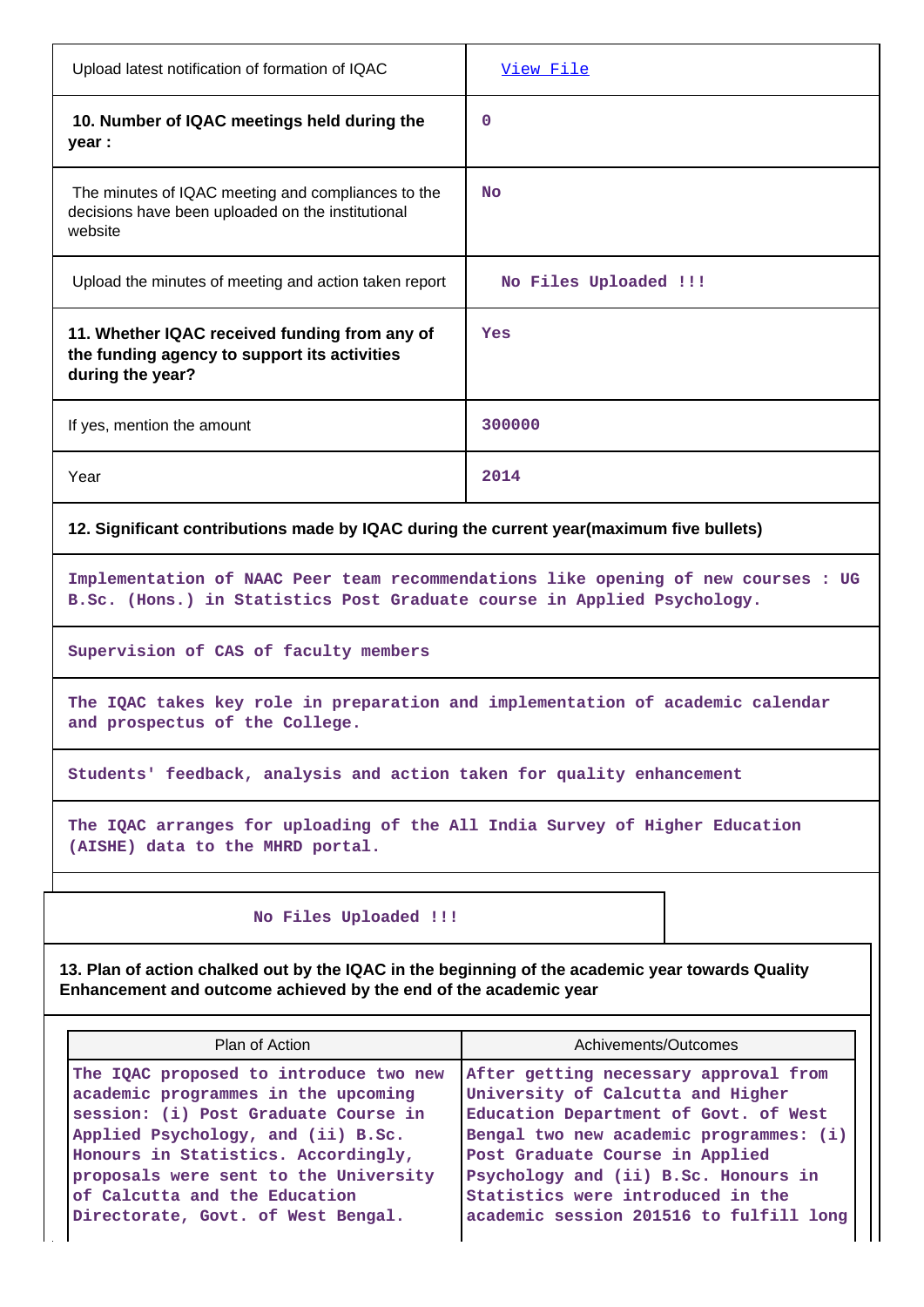| Upload latest notification of formation of IQAC | View File |
|---|---|
| **10. Number of IQAC meetings held during the year :** | 0 |
| The minutes of IQAC meeting and compliances to the decisions have been uploaded on the institutional website | No |
| Upload the minutes of meeting and action taken report | No Files Uploaded !!! |
| **11. Whether IQAC received funding from any of the funding agency to support its activities during the year?** | Yes |
| If yes, mention the amount | 300000 |
| Year | 2014 |

**12. Significant contributions made by IQAC during the current year(maximum five bullets)**

- Implementation of NAAC Peer team recommendations like opening of new courses : UG B.Sc. (Hons.) in Statistics Post Graduate course in Applied Psychology.
- Supervision of CAS of faculty members
- The IQAC takes key role in preparation and implementation of academic calendar and prospectus of the College.
- Students' feedback, analysis and action taken for quality enhancement
- The IQAC arranges for uploading of the All India Survey of Higher Education (AISHE) data to the MHRD portal.

No Files Uploaded !!!

**13. Plan of action chalked out by the IQAC in the beginning of the academic year towards Quality Enhancement and outcome achieved by the end of the academic year**

| Plan of Action | Achivements/Outcomes |
|---|---|
| The IQAC proposed to introduce two new academic programmes in the upcoming session: (i) Post Graduate Course in Applied Psychology, and (ii) B.Sc. Honours in Statistics. Accordingly, proposals were sent to the University of Calcutta and the Education Directorate, Govt. of West Bengal. | After getting necessary approval from University of Calcutta and Higher Education Department of Govt. of West Bengal two new academic programmes: (i) Post Graduate Course in Applied Psychology and (ii) B.Sc. Honours in Statistics were introduced in the academic session 201516 to fulfill long |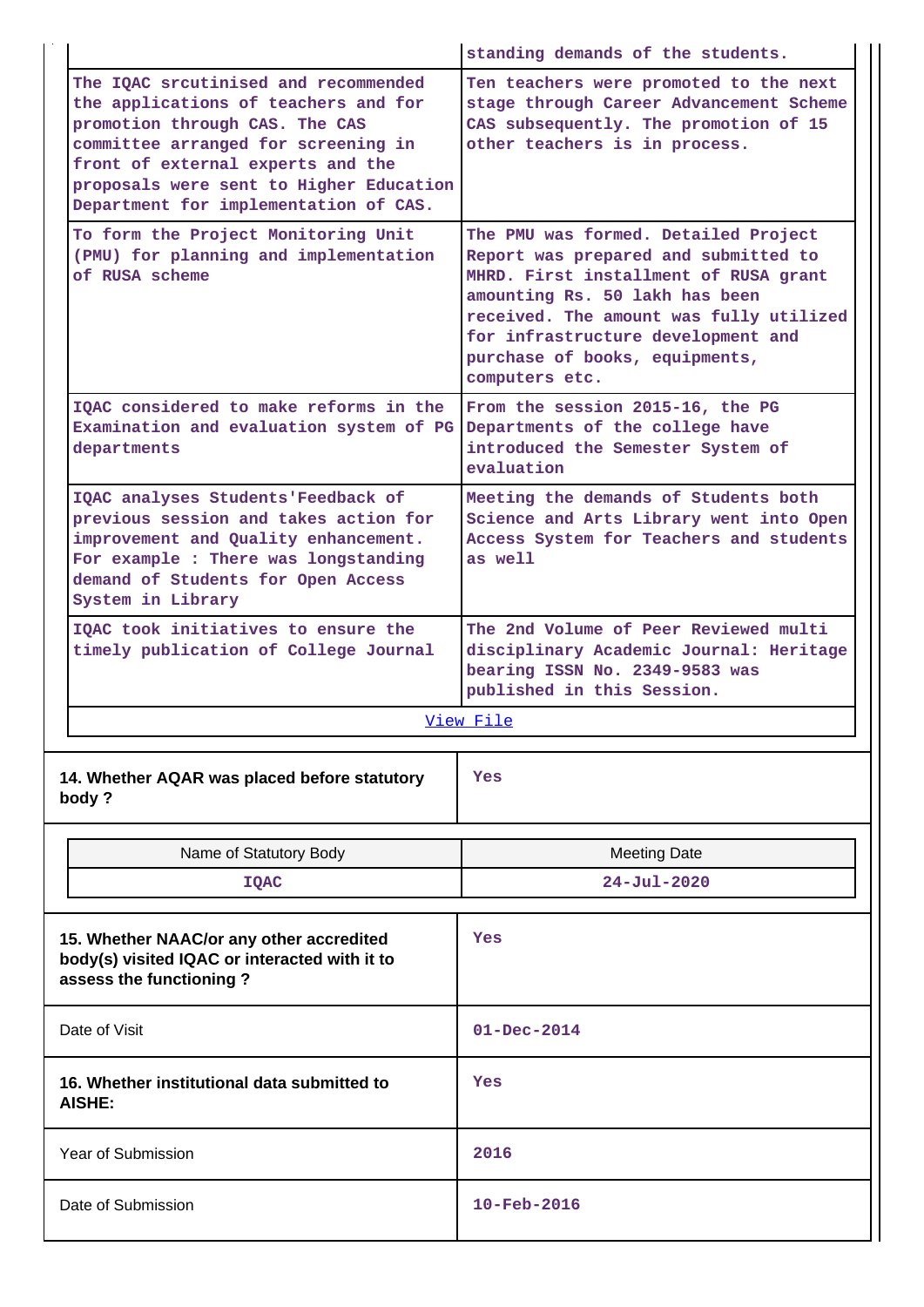| | |
|---|---|
| | standing demands of the students. |
| The IQAC srcutinised and recommended the applications of teachers and for promotion through CAS. The CAS committee arranged for screening in front of external experts and the proposals were sent to Higher Education Department for implementation of CAS. | Ten teachers were promoted to the next stage through Career Advancement Scheme CAS subsequently. The promotion of 15 other teachers is in process. |
| To form the Project Monitoring Unit (PMU) for planning and implementation of RUSA scheme | The PMU was formed. Detailed Project Report was prepared and submitted to MHRD. First installment of RUSA grant amounting Rs. 50 lakh has been received. The amount was fully utilized for infrastructure development and purchase of books, equipments, computers etc. |
| IQAC considered to make reforms in the Examination and evaluation system of PG departments | From the session 2015-16, the PG Departments of the college have introduced the Semester System of evaluation |
| IQAC analyses Students'Feedback of previous session and takes action for improvement and Quality enhancement. For example : There was longstanding demand of Students for Open Access System in Library | Meeting the demands of Students both Science and Arts Library went into Open Access System for Teachers and students as well |
| IQAC took initiatives to ensure the timely publication of College Journal | The 2nd Volume of Peer Reviewed multi disciplinary Academic Journal: Heritage bearing ISSN No. 2349-9583 was published in this Session. |
| View File | |

| **14. Whether AQAR was placed before statutory body ?** | Yes |
|---|---|

| Name of Statutory Body | Meeting Date |
|---|---|
| IQAC | 24-Jul-2020 |

| **15. Whether NAAC/or any other accredited body(s) visited IQAC or interacted with it to assess the functioning ?** | Yes |
|---|---|
| Date of Visit | 01-Dec-2014 |
| **16. Whether institutional data submitted to AISHE:** | Yes |
| Year of Submission | 2016 |
| Date of Submission | 10-Feb-2016 |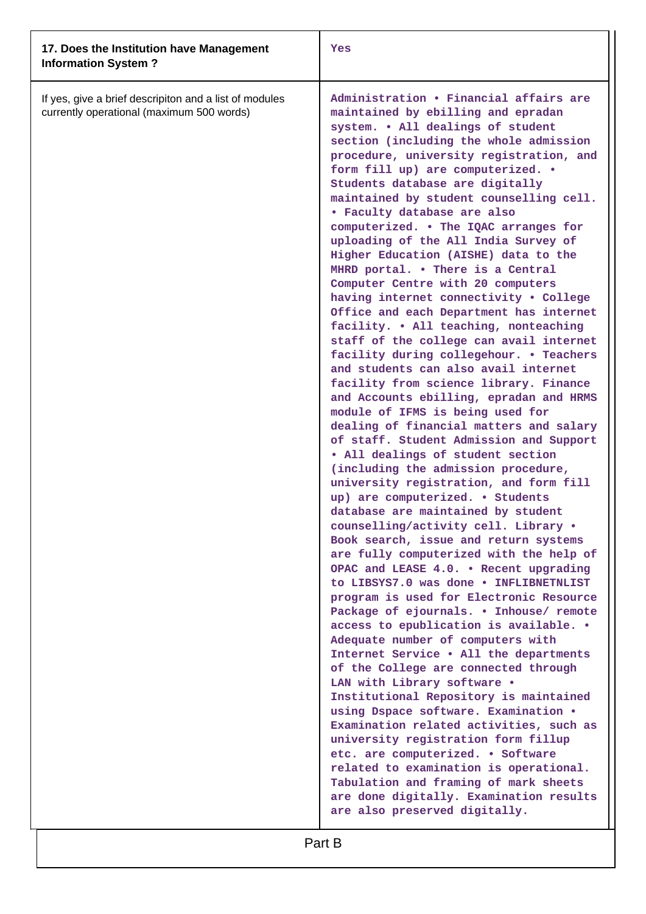| 17. Does the Institution have Management Information System ? | Yes |
|---|---|
| If yes, give a brief descripiton and a list of modules currently operational (maximum 500 words) | Administration • Financial affairs are maintained by ebilling and epradan system. • All dealings of student section (including the whole admission procedure, university registration, and form fill up) are computerized. • Students database are digitally maintained by student counselling cell. • Faculty database are also computerized. • The IQAC arranges for uploading of the All India Survey of Higher Education (AISHE) data to the MHRD portal. • There is a Central Computer Centre with 20 computers having internet connectivity • College Office and each Department has internet facility. • All teaching, nonteaching staff of the college can avail internet facility during collegehour. • Teachers and students can also avail internet facility from science library. Finance and Accounts ebilling, epradan and HRMS module of IFMS is being used for dealing of financial matters and salary of staff. Student Admission and Support • All dealings of student section (including the admission procedure, university registration, and form fill up) are computerized. • Students database are maintained by student counselling/activity cell. Library • Book search, issue and return systems are fully computerized with the help of OPAC and LEASE 4.0. • Recent upgrading to LIBSYS7.0 was done • INFLIBNETNLIST program is used for Electronic Resource Package of ejournals. • Inhouse/ remote access to epublication is available. • Adequate number of computers with Internet Service • All the departments of the College are connected through LAN with Library software • Institutional Repository is maintained using Dspace software. Examination • Examination related activities, such as university registration form fillup etc. are computerized. • Software related to examination is operational. Tabulation and framing of mark sheets are done digitally. Examination results are also preserved digitally. |

## Part B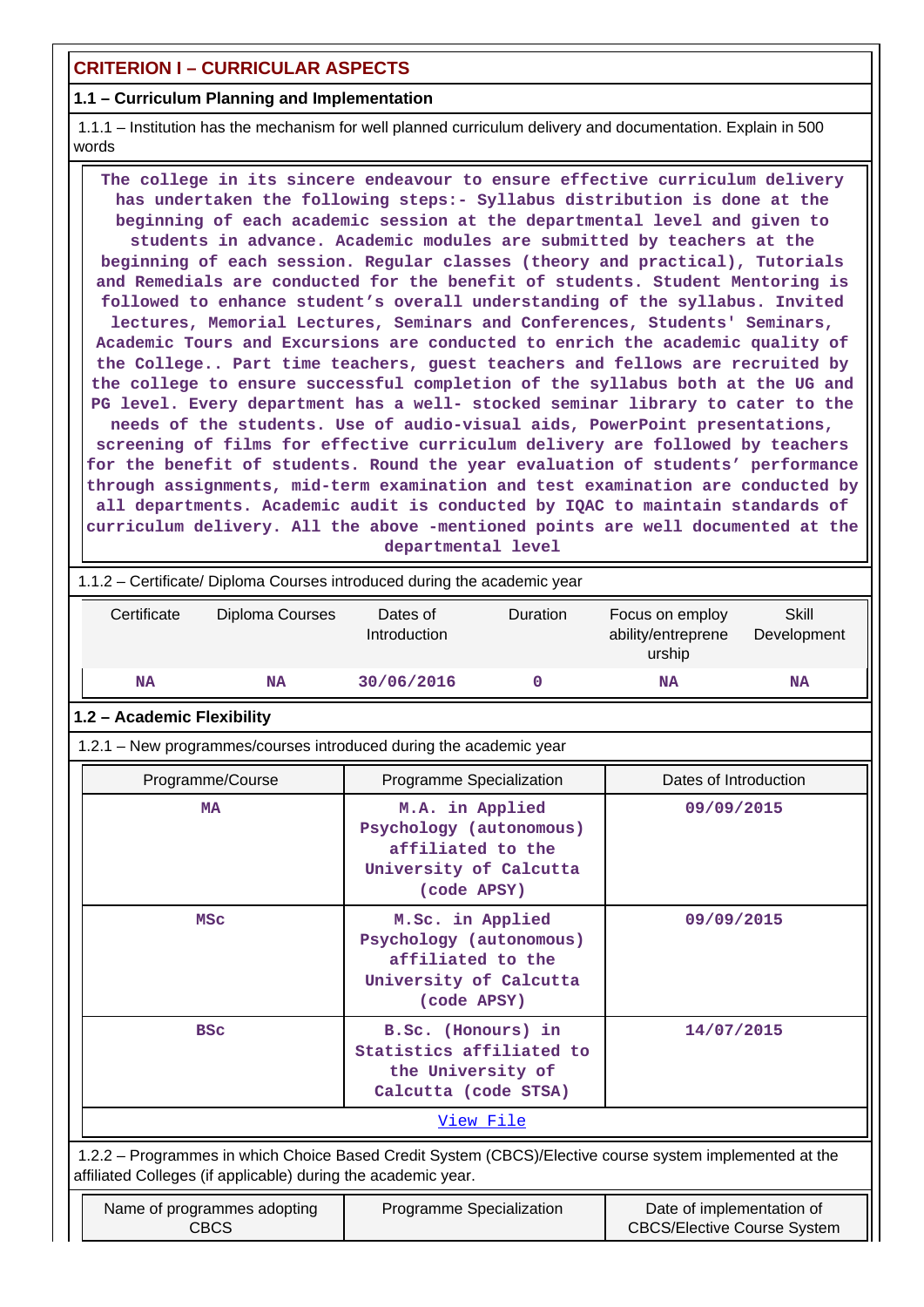## CRITERION I – CURRICULAR ASPECTS

### 1.1 – Curriculum Planning and Implementation

1.1.1 – Institution has the mechanism for well planned curriculum delivery and documentation. Explain in 500 words

**The college in its sincere endeavour to ensure effective curriculum delivery has undertaken the following steps:- Syllabus distribution is done at the beginning of each academic session at the departmental level and given to students in advance. Academic modules are submitted by teachers at the beginning of each session. Regular classes (theory and practical), Tutorials and Remedials are conducted for the benefit of students. Student Mentoring is followed to enhance student's overall understanding of the syllabus. Invited lectures, Memorial Lectures, Seminars and Conferences, Students' Seminars, Academic Tours and Excursions are conducted to enrich the academic quality of the College.. Part time teachers, guest teachers and fellows are recruited by the college to ensure successful completion of the syllabus both at the UG and PG level. Every department has a well- stocked seminar library to cater to the needs of the students. Use of audio-visual aids, PowerPoint presentations, screening of films for effective curriculum delivery are followed by teachers for the benefit of students. Round the year evaluation of students' performance through assignments, mid-term examination and test examination are conducted by all departments. Academic audit is conducted by IQAC to maintain standards of curriculum delivery. All the above -mentioned points are well documented at the departmental level**

1.1.2 – Certificate/ Diploma Courses introduced during the academic year

| Certificate | Diploma Courses | Dates of Introduction | Duration | Focus on employ ability/entreprene urship | Skill Development |
|---|---|---|---|---|---|
| NA | NA | 30/06/2016 | 0 | NA | NA |

### 1.2 – Academic Flexibility

1.2.1 – New programmes/courses introduced during the academic year

| Programme/Course | Programme Specialization | Dates of Introduction |
|---|---|---|
| MA | M.A. in Applied Psychology (autonomous) affiliated to the University of Calcutta (code APSY) | 09/09/2015 |
| MSc | M.Sc. in Applied Psychology (autonomous) affiliated to the University of Calcutta (code APSY) | 09/09/2015 |
| BSc | B.Sc. (Honours) in Statistics affiliated to the University of Calcutta (code STSA) | 14/07/2015 |
| View File | | |

1.2.2 – Programmes in which Choice Based Credit System (CBCS)/Elective course system implemented at the affiliated Colleges (if applicable) during the academic year.

| Name of programmes adopting CBCS | Programme Specialization | Date of implementation of CBCS/Elective Course System |
|---|---|---|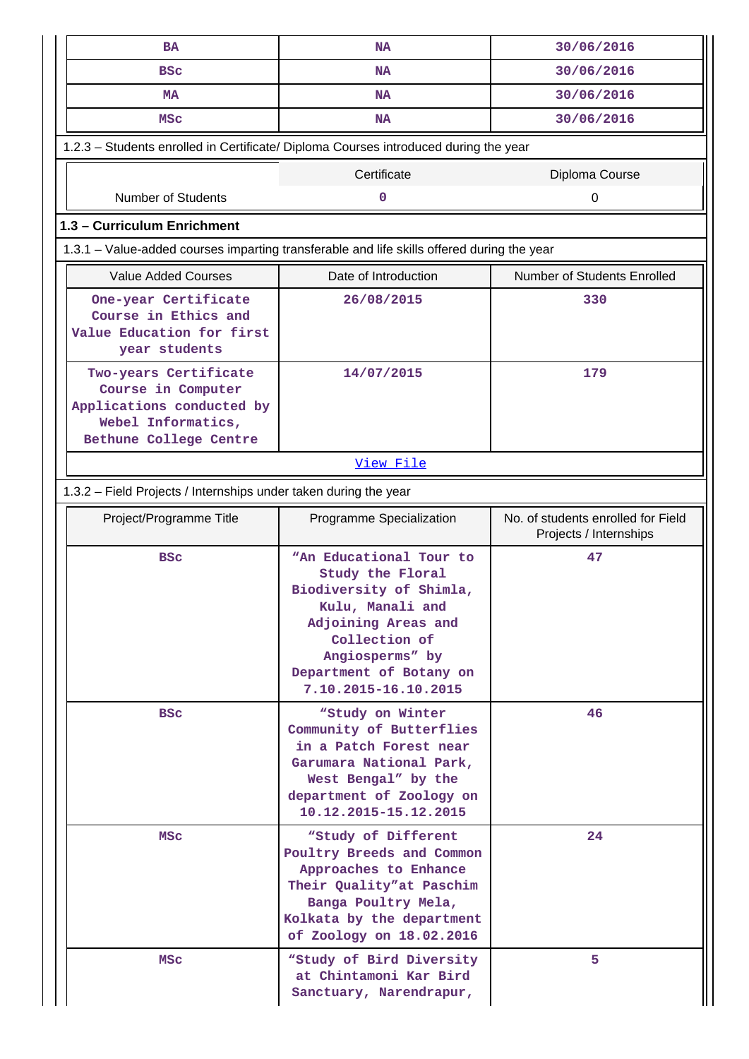| BA | NA | 30/06/2016 |
|---|---|---|
| BSc | NA | 30/06/2016 |
| MA | NA | 30/06/2016 |
| MSc | NA | 30/06/2016 |

1.2.3 – Students enrolled in Certificate/ Diploma Courses introduced during the year

| | Certificate | Diploma Course |
|---|---|---|
| Number of Students | 0 | 0 |

**1.3 – Curriculum Enrichment**

1.3.1 – Value-added courses imparting transferable and life skills offered during the year

| Value Added Courses | Date of Introduction | Number of Students Enrolled |
|---|---|---|
| One-year Certificate Course in Ethics and Value Education for first year students | 26/08/2015 | 330 |
| Two-years Certificate Course in Computer Applications conducted by Webel Informatics, Bethune College Centre | 14/07/2015 | 179 |
| View File | | |

1.3.2 – Field Projects / Internships under taken during the year

| Project/Programme Title | Programme Specialization | No. of students enrolled for Field Projects / Internships |
|---|---|---|
| BSc | “An Educational Tour to Study the Floral Biodiversity of Shimla, Kulu, Manali and Adjoining Areas and Collection of Angiosperms” by Department of Botany on 7.10.2015-16.10.2015 | 47 |
| BSc | “Study on Winter Community of Butterflies in a Patch Forest near Garumara National Park, West Bengal” by the department of Zoology on 10.12.2015-15.12.2015 | 46 |
| MSc | “Study of Different Poultry Breeds and Common Approaches to Enhance Their Quality”at Paschim Banga Poultry Mela, Kolkata by the department of Zoology on 18.02.2016 | 24 |
| MSc | “Study of Bird Diversity at Chintamoni Kar Bird Sanctuary, Narendrapur, | 5 |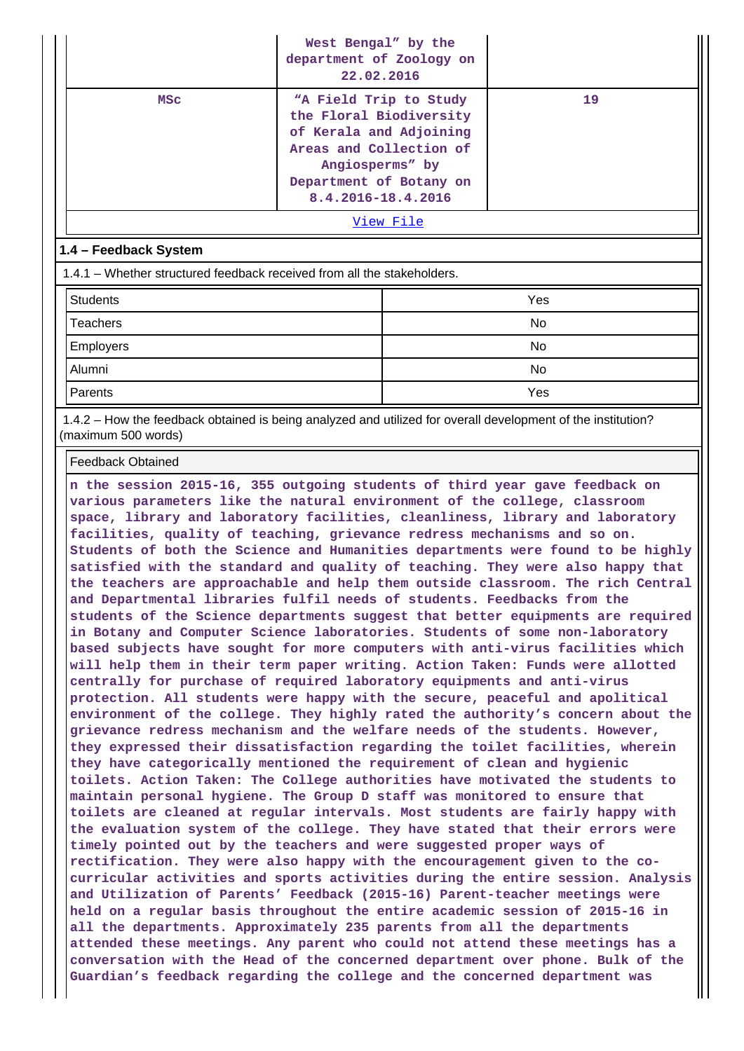| | West Bengal" by the department of Zoology on 22.02.2016 | |
|---|---|---|
| MSc | "A Field Trip to Study the Floral Biodiversity of Kerala and Adjoining Areas and Collection of Angiosperms" by Department of Botany on 8.4.2016-18.4.2016 | 19 |

View File

**1.4 – Feedback System**

1.4.1 – Whether structured feedback received from all the stakeholders.

| Students | Yes |
|---|---|
| Teachers | No |
| Employers | No |
| Alumni | No |
| Parents | Yes |

1.4.2 – How the feedback obtained is being analyzed and utilized for overall development of the institution? (maximum 500 words)

Feedback Obtained

n the session 2015-16, 355 outgoing students of third year gave feedback on various parameters like the natural environment of the college, classroom space, library and laboratory facilities, cleanliness, library and laboratory facilities, quality of teaching, grievance redress mechanisms and so on. Students of both the Science and Humanities departments were found to be highly satisfied with the standard and quality of teaching. They were also happy that the teachers are approachable and help them outside classroom. The rich Central and Departmental libraries fulfil needs of students. Feedbacks from the students of the Science departments suggest that better equipments are required in Botany and Computer Science laboratories. Students of some non-laboratory based subjects have sought for more computers with anti-virus facilities which will help them in their term paper writing. Action Taken: Funds were allotted centrally for purchase of required laboratory equipments and anti-virus protection. All students were happy with the secure, peaceful and apolitical environment of the college. They highly rated the authority's concern about the grievance redress mechanism and the welfare needs of the students. However, they expressed their dissatisfaction regarding the toilet facilities, wherein they have categorically mentioned the requirement of clean and hygienic toilets. Action Taken: The College authorities have motivated the students to maintain personal hygiene. The Group D staff was monitored to ensure that toilets are cleaned at regular intervals. Most students are fairly happy with the evaluation system of the college. They have stated that their errors were timely pointed out by the teachers and were suggested proper ways of rectification. They were also happy with the encouragement given to the co-curricular activities and sports activities during the entire session. Analysis and Utilization of Parents' Feedback (2015-16) Parent-teacher meetings were held on a regular basis throughout the entire academic session of 2015-16 in all the departments. Approximately 235 parents from all the departments attended these meetings. Any parent who could not attend these meetings has a conversation with the Head of the concerned department over phone. Bulk of the Guardian's feedback regarding the college and the concerned department was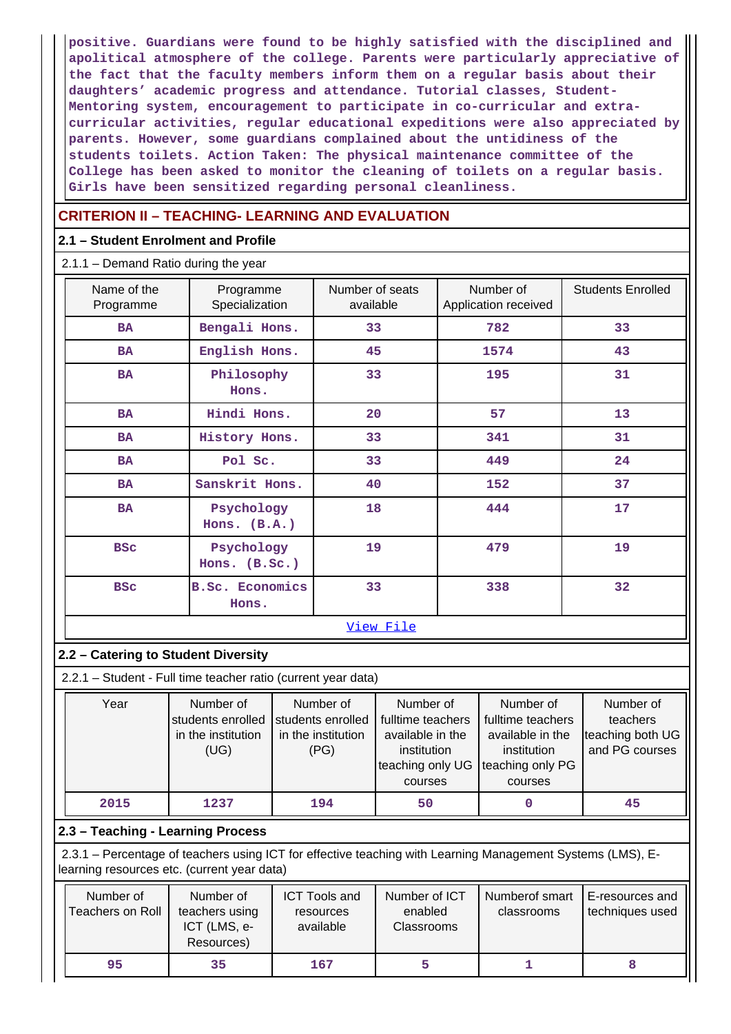positive. Guardians were found to be highly satisfied with the disciplined and apolitical atmosphere of the college. Parents were particularly appreciative of the fact that the faculty members inform them on a regular basis about their daughters' academic progress and attendance. Tutorial classes, Student-Mentoring system, encouragement to participate in co-curricular and extra-curricular activities, regular educational expeditions were also appreciated by parents. However, some guardians complained about the untidiness of the students toilets. Action Taken: The physical maintenance committee of the College has been asked to monitor the cleaning of toilets on a regular basis. Girls have been sensitized regarding personal cleanliness.

## CRITERION II – TEACHING- LEARNING AND EVALUATION

### 2.1 – Student Enrolment and Profile

2.1.1 – Demand Ratio during the year

| Name of the Programme | Programme Specialization | Number of seats available | Number of Application received | Students Enrolled |
|---|---|---|---|---|
| BA | Bengali Hons. | 33 | 782 | 33 |
| BA | English Hons. | 45 | 1574 | 43 |
| BA | Philosophy Hons. | 33 | 195 | 31 |
| BA | Hindi Hons. | 20 | 57 | 13 |
| BA | History Hons. | 33 | 341 | 31 |
| BA | Pol Sc. | 33 | 449 | 24 |
| BA | Sanskrit Hons. | 40 | 152 | 37 |
| BA | Psychology Hons. (B.A.) | 18 | 444 | 17 |
| BSc | Psychology Hons. (B.Sc.) | 19 | 479 | 19 |
| BSc | B.Sc. Economics Hons. | 33 | 338 | 32 |

View File

### 2.2 – Catering to Student Diversity

2.2.1 – Student - Full time teacher ratio (current year data)

| Year | Number of students enrolled in the institution (UG) | Number of students enrolled in the institution (PG) | Number of fulltime teachers available in the institution teaching only UG courses | Number of fulltime teachers available in the institution teaching only PG courses | Number of teachers teaching both UG and PG courses |
|---|---|---|---|---|---|
| 2015 | 1237 | 194 | 50 | 0 | 45 |

### 2.3 – Teaching - Learning Process

2.3.1 – Percentage of teachers using ICT for effective teaching with Learning Management Systems (LMS), E-learning resources etc. (current year data)

| Number of Teachers on Roll | Number of teachers using ICT (LMS, e-Resources) | ICT Tools and resources available | Number of ICT enabled Classrooms | Numberof smart classrooms | E-resources and techniques used |
|---|---|---|---|---|---|
| 95 | 35 | 167 | 5 | 1 | 8 |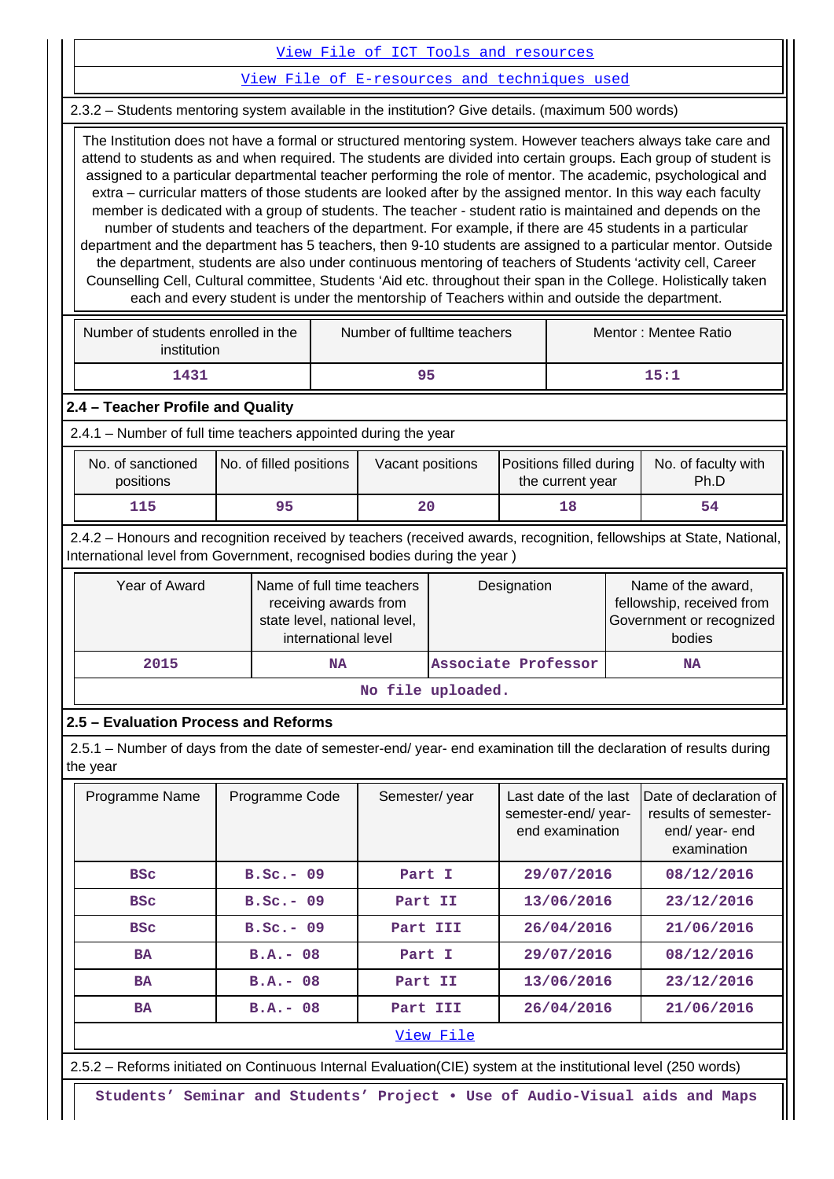[View File of ICT Tools and resources]

[View File of E-resources and techniques used]

2.3.2 – Students mentoring system available in the institution? Give details. (maximum 500 words)

The Institution does not have a formal or structured mentoring system. However teachers always take care and attend to students as and when required. The students are divided into certain groups. Each group of student is assigned to a particular departmental teacher performing the role of mentor. The academic, psychological and extra – curricular matters of those students are looked after by the assigned mentor. In this way each faculty member is dedicated with a group of students. The teacher - student ratio is maintained and depends on the number of students and teachers of the department. For example, if there are 45 students in a particular department and the department has 5 teachers, then 9-10 students are assigned to a particular mentor. Outside the department, students are also under continuous mentoring of teachers of Students 'activity cell, Career Counselling Cell, Cultural committee, Students 'Aid etc. throughout their span in the College. Holistically taken each and every student is under the mentorship of Teachers within and outside the department.

| Number of students enrolled in the institution | Number of fulltime teachers | Mentor : Mentee Ratio |
|---|---|---|
| 1431 | 95 | 15:1 |

## 2.4 – Teacher Profile and Quality

2.4.1 – Number of full time teachers appointed during the year

| No. of sanctioned positions | No. of filled positions | Vacant positions | Positions filled during the current year | No. of faculty with Ph.D |
|---|---|---|---|---|
| 115 | 95 | 20 | 18 | 54 |

2.4.2 – Honours and recognition received by teachers (received awards, recognition, fellowships at State, National, International level from Government, recognised bodies during the year )

| Year of Award | Name of full time teachers receiving awards from state level, national level, international level | Designation | Name of the award, fellowship, received from Government or recognized bodies |
|---|---|---|---|
| 2015 | NA | Associate Professor | NA |
| No file uploaded. | | | |

## 2.5 – Evaluation Process and Reforms

2.5.1 – Number of days from the date of semester-end/ year- end examination till the declaration of results during the year

| Programme Name | Programme Code | Semester/ year | Last date of the last semester-end/ year- end examination | Date of declaration of results of semester-end/ year- end examination |
|---|---|---|---|---|
| BSc | B.Sc.- 09 | Part I | 29/07/2016 | 08/12/2016 |
| BSc | B.Sc.- 09 | Part II | 13/06/2016 | 23/12/2016 |
| BSc | B.Sc.- 09 | Part III | 26/04/2016 | 21/06/2016 |
| BA | B.A.- 08 | Part I | 29/07/2016 | 08/12/2016 |
| BA | B.A.- 08 | Part II | 13/06/2016 | 23/12/2016 |
| BA | B.A.- 08 | Part III | 26/04/2016 | 21/06/2016 |
| View File | | | | |

2.5.2 – Reforms initiated on Continuous Internal Evaluation(CIE) system at the institutional level (250 words)

Students' Seminar and Students' Project • Use of Audio-Visual aids and Maps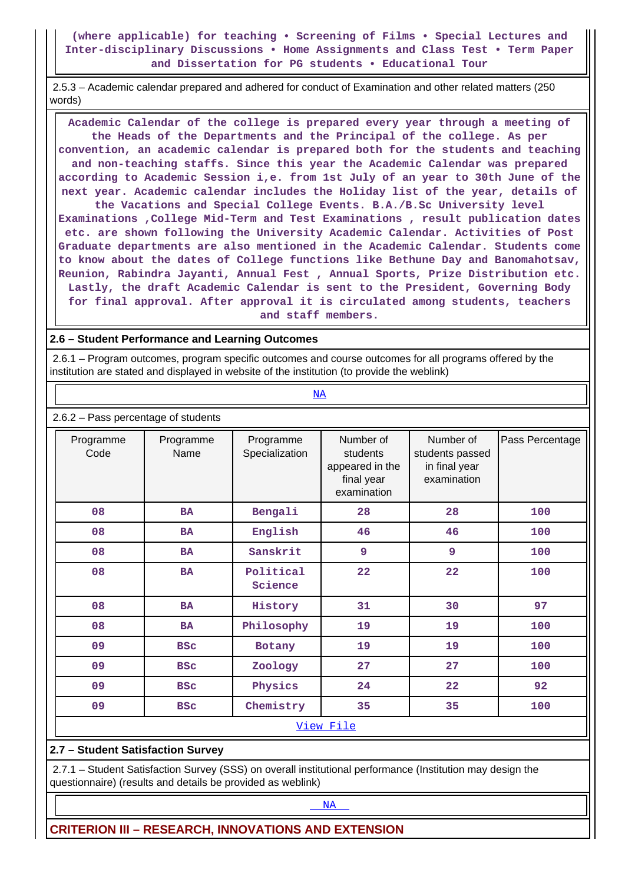(where applicable) for teaching • Screening of Films • Special Lectures and Inter-disciplinary Discussions • Home Assignments and Class Test • Term Paper and Dissertation for PG students • Educational Tour

2.5.3 – Academic calendar prepared and adhered for conduct of Examination and other related matters (250 words)

Academic Calendar of the college is prepared every year through a meeting of the Heads of the Departments and the Principal of the college. As per convention, an academic calendar is prepared both for the students and teaching and non-teaching staffs. Since this year the Academic Calendar was prepared according to Academic Session i,e. from 1st July of an year to 30th June of the next year. Academic calendar includes the Holiday list of the year, details of the Vacations and Special College Events. B.A./B.Sc University level Examinations ,College Mid-Term and Test Examinations , result publication dates etc. are shown following the University Academic Calendar. Activities of Post Graduate departments are also mentioned in the Academic Calendar. Students come to know about the dates of College functions like Bethune Day and Banomahotsav, Reunion, Rabindra Jayanti, Annual Fest , Annual Sports, Prize Distribution etc. Lastly, the draft Academic Calendar is sent to the President, Governing Body for final approval. After approval it is circulated among students, teachers and staff members.

## 2.6 – Student Performance and Learning Outcomes

2.6.1 – Program outcomes, program specific outcomes and course outcomes for all programs offered by the institution are stated and displayed in website of the institution (to provide the weblink)

NA

2.6.2 – Pass percentage of students

| Programme Code | Programme Name | Programme Specialization | Number of students appeared in the final year examination | Number of students passed in final year examination | Pass Percentage |
|---|---|---|---|---|---|
| 08 | BA | Bengali | 28 | 28 | 100 |
| 08 | BA | English | 46 | 46 | 100 |
| 08 | BA | Sanskrit | 9 | 9 | 100 |
| 08 | BA | Political Science | 22 | 22 | 100 |
| 08 | BA | History | 31 | 30 | 97 |
| 08 | BA | Philosophy | 19 | 19 | 100 |
| 09 | BSc | Botany | 19 | 19 | 100 |
| 09 | BSc | Zoology | 27 | 27 | 100 |
| 09 | BSc | Physics | 24 | 22 | 92 |
| 09 | BSc | Chemistry | 35 | 35 | 100 |

View File

## 2.7 – Student Satisfaction Survey

2.7.1 – Student Satisfaction Survey (SSS) on overall institutional performance (Institution may design the questionnaire) (results and details be provided as weblink)

NA

## CRITERION III – RESEARCH, INNOVATIONS AND EXTENSION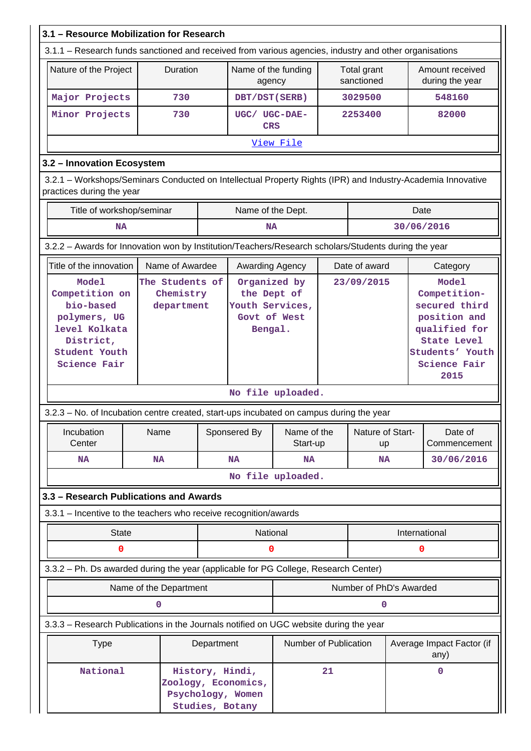## 3.1 – Resource Mobilization for Research

3.1.1 – Research funds sanctioned and received from various agencies, industry and other organisations

| Nature of the Project | Duration | Name of the funding agency | Total grant sanctioned | Amount received during the year |
|---|---|---|---|---|
| Major Projects | 730 | DBT/DST(SERB) | 3029500 | 548160 |
| Minor Projects | 730 | UGC/ UGC-DAE-CRS | 2253400 | 82000 |
| View File | | | | |

## 3.2 – Innovation Ecosystem

3.2.1 – Workshops/Seminars Conducted on Intellectual Property Rights (IPR) and Industry-Academia Innovative practices during the year

| Title of workshop/seminar | Name of the Dept. | Date |
|---|---|---|
| NA | NA | 30/06/2016 |

3.2.2 – Awards for Innovation won by Institution/Teachers/Research scholars/Students during the year

| Title of the innovation | Name of Awardee | Awarding Agency | Date of award | Category |
|---|---|---|---|---|
| Model Competition on bio-based polymers, UG level Kolkata District, Student Youth Science Fair | The Students of Chemistry department | Organized by the Dept of Youth Services, Govt of West Bengal. | 23/09/2015 | Model Competition-secured third position and qualified for State Level Students' Youth Science Fair 2015 |
| No file uploaded. | | | | |

3.2.3 – No. of Incubation centre created, start-ups incubated on campus during the year

| Incubation Center | Name | Sponsered By | Name of the Start-up | Nature of Start-up | Date of Commencement |
|---|---|---|---|---|---|
| NA | NA | NA | NA | NA | 30/06/2016 |
| No file uploaded. | | | | | |

## 3.3 – Research Publications and Awards

3.3.1 – Incentive to the teachers who receive recognition/awards

| State | National | International |
|---|---|---|
| 0 | 0 | 0 |

3.3.2 – Ph. Ds awarded during the year (applicable for PG College, Research Center)

| Name of the Department | Number of PhD's Awarded |
|---|---|
| 0 | 0 |

3.3.3 – Research Publications in the Journals notified on UGC website during the year

| Type | Department | Number of Publication | Average Impact Factor (if any) |
|---|---|---|---|
| National | History, Hindi, Zoology, Economics, Psychology, Women Studies, Botany | 21 | 0 |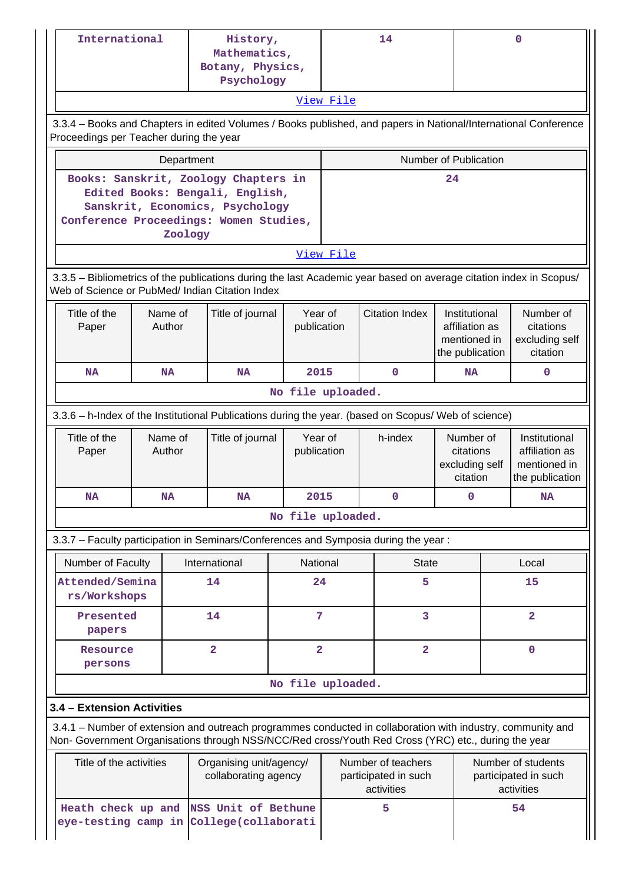| International | History, Mathematics, Botany, Physics, Psychology | 14 | 0 |
|---|---|---|---|
| View File | | | |

3.3.4 – Books and Chapters in edited Volumes / Books published, and papers in National/International Conference Proceedings per Teacher during the year

| Department | Number of Publication |
|---|---|
| Books: Sanskrit, Zoology Chapters in Edited Books: Bengali, English, Sanskrit, Economics, Psychology Conference Proceedings: Women Studies, Zoology | 24 |
| View File | |

3.3.5 – Bibliometrics of the publications during the last Academic year based on average citation index in Scopus/ Web of Science or PubMed/ Indian Citation Index

| Title of the Paper | Name of Author | Title of journal | Year of publication | Citation Index | Institutional affiliation as mentioned in the publication | Number of citations excluding self citation |
|---|---|---|---|---|---|---|
| NA | NA | NA | 2015 | 0 | NA | 0 |
| No file uploaded. | | | | | | |

3.3.6 – h-Index of the Institutional Publications during the year. (based on Scopus/ Web of science)

| Title of the Paper | Name of Author | Title of journal | Year of publication | h-index | Number of citations excluding self citation | Institutional affiliation as mentioned in the publication |
|---|---|---|---|---|---|---|
| NA | NA | NA | 2015 | 0 | 0 | NA |
| No file uploaded. | | | | | | |

3.3.7 – Faculty participation in Seminars/Conferences and Symposia during the year :

| Number of Faculty | International | National | State | Local |
|---|---|---|---|---|
| Attended/Seminars/Workshops | 14 | 24 | 5 | 15 |
| Presented papers | 14 | 7 | 3 | 2 |
| Resource persons | 2 | 2 | 2 | 0 |
| No file uploaded. | | | | |

**3.4 – Extension Activities**

3.4.1 – Number of extension and outreach programmes conducted in collaboration with industry, community and Non- Government Organisations through NSS/NCC/Red cross/Youth Red Cross (YRC) etc., during the year

| Title of the activities | Organising unit/agency/ collaborating agency | Number of teachers participated in such activities | Number of students participated in such activities |
|---|---|---|---|
| Heath check up and eye-testing camp in | NSS Unit of Bethune College(collaborati | 5 | 54 |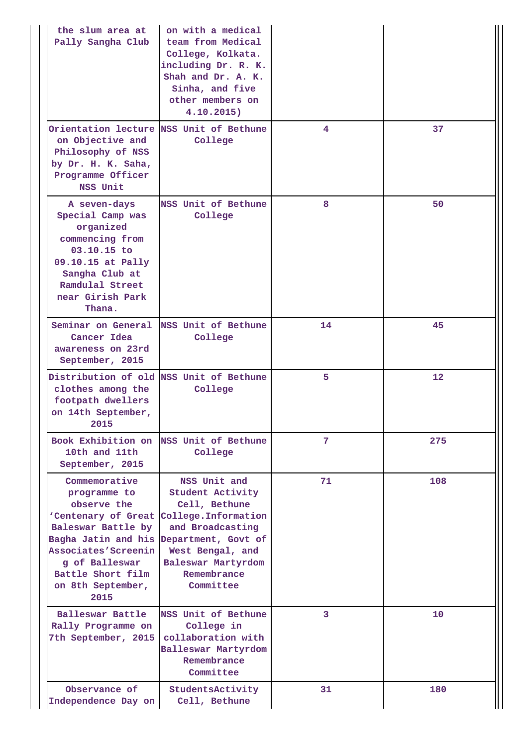| | | | |
|---|---|---|---|
| the slum area at Pally Sangha Club | on with a medical team from Medical College, Kolkata. including Dr. R. K. Shah and Dr. A. K. Sinha, and five other members on 4.10.2015) | | |
| Orientation lecture on Objective and Philosophy of NSS by Dr. H. K. Saha, Programme Officer NSS Unit | NSS Unit of Bethune College | 4 | 37 |
| A seven-days Special Camp was organized commencing from 03.10.15 to 09.10.15 at Pally Sangha Club at Ramdulal Street near Girish Park Thana. | NSS Unit of Bethune College | 8 | 50 |
| Seminar on General Cancer Idea awareness on 23rd September, 2015 | NSS Unit of Bethune College | 14 | 45 |
| Distribution of old clothes among the footpath dwellers on 14th September, 2015 | NSS Unit of Bethune College | 5 | 12 |
| Book Exhibition on 10th and 11th September, 2015 | NSS Unit of Bethune College | 7 | 275 |
| Commemorative programme to observe the 'Centenary of Great Baleswar Battle by Bagha Jatin and his Associates'Screening of Balleswar Battle Short film on 8th September, 2015 | NSS Unit and Student Activity Cell, Bethune College.Information and Broadcasting Department, Govt of West Bengal, and Baleswar Martyrdom Remembrance Committee | 71 | 108 |
| Balleswar Battle Rally Programme on 7th September, 2015 | NSS Unit of Bethune College in collaboration with Balleswar Martyrdom Remembrance Committee | 3 | 10 |
| Observance of Independence Day on | StudentsActivity Cell, Bethune | 31 | 180 |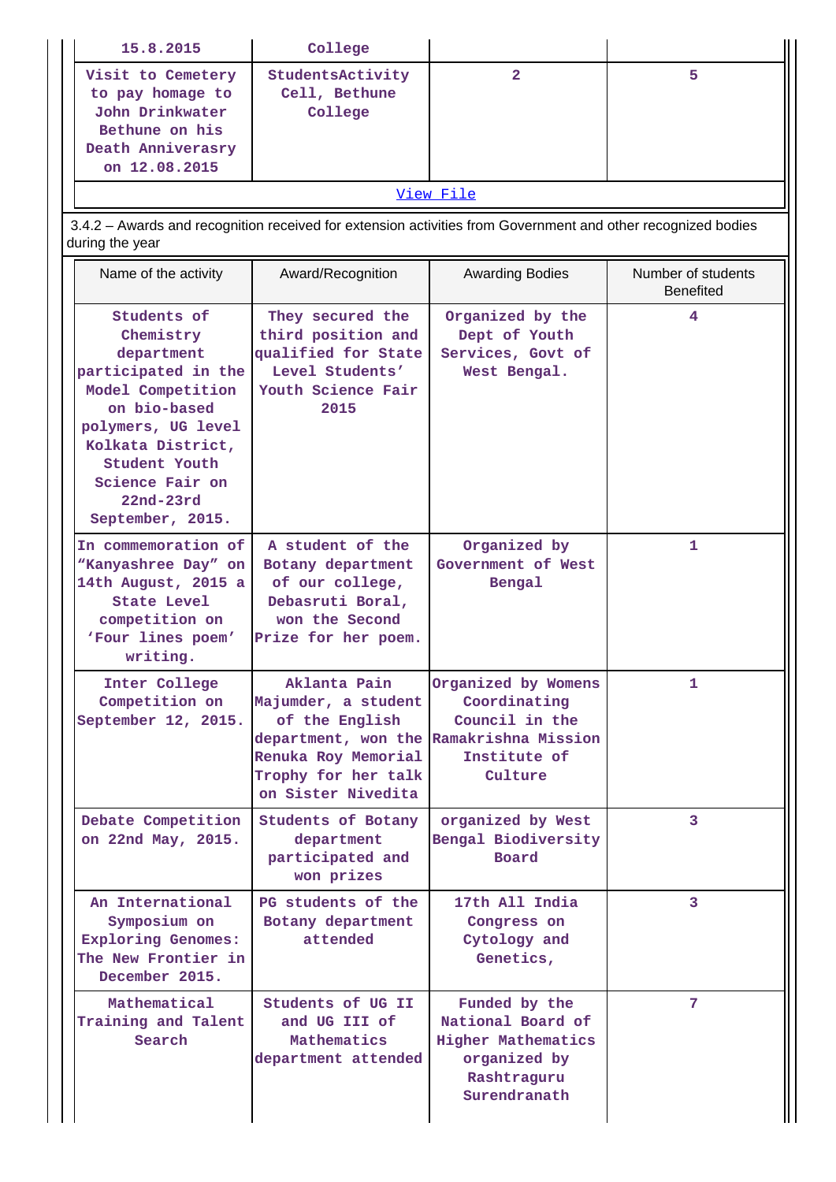| 15.8.2015 | College | | |
|---|---|---|---|
| Visit to Cemetery to pay homage to John Drinkwater Bethune on his Death Anniverasry on 12.08.2015 | StudentsActivity Cell, Bethune College | 2 | 5 |

View File

3.4.2 – Awards and recognition received for extension activities from Government and other recognized bodies during the year

| Name of the activity | Award/Recognition | Awarding Bodies | Number of students Benefited |
|---|---|---|---|
| Students of Chemistry department participated in the Model Competition on bio-based polymers, UG level Kolkata District, Student Youth Science Fair on 22nd-23rd September, 2015. | They secured the third position and qualified for State Level Students' Youth Science Fair 2015 | Organized by the Dept of Youth Services, Govt of West Bengal. | 4 |
| In commemoration of "Kanyashree Day" on 14th August, 2015 a State Level competition on 'Four lines poem' writing. | A student of the Botany department of our college, Debasruti Boral, won the Second Prize for her poem. | Organized by Government of West Bengal | 1 |
| Inter College Competition on September 12, 2015. | Aklanta Pain Majumder, a student of the English department, won the Renuka Roy Memorial Trophy for her talk on Sister Nivedita | Organized by Womens Coordinating Council in the Ramakrishna Mission Institute of Culture | 1 |
| Debate Competition on 22nd May, 2015. | Students of Botany department participated and won prizes | organized by West Bengal Biodiversity Board | 3 |
| An International Symposium on Exploring Genomes: The New Frontier in December 2015. | PG students of the Botany department attended | 17th All India Congress on Cytology and Genetics, | 3 |
| Mathematical Training and Talent Search | Students of UG II and UG III of Mathematics department attended | Funded by the National Board of Higher Mathematics organized by Rashtraguru Surendranath | 7 |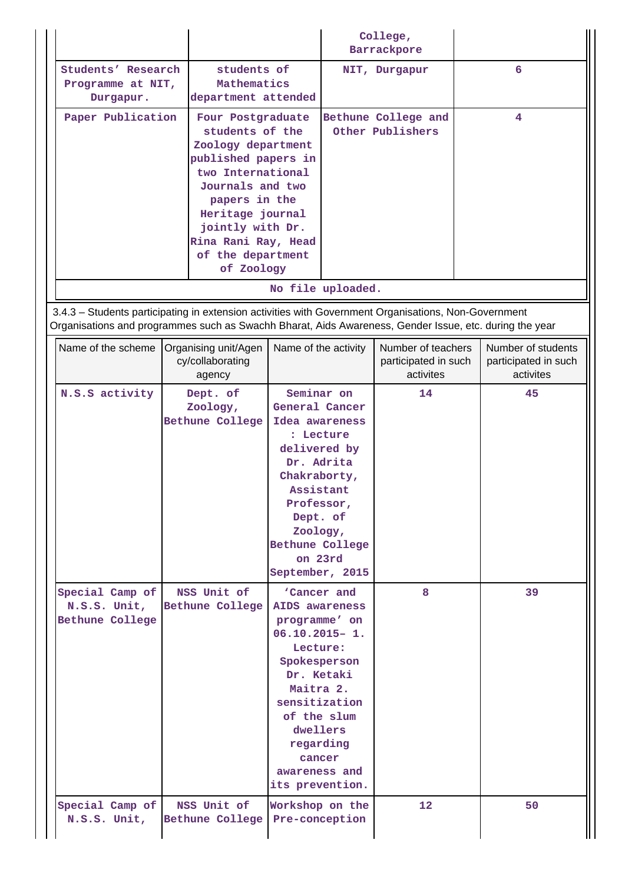| | | College, Barrackpore | |
|---|---|---|---|
| Students' Research Programme at NIT, Durgapur. | students of Mathematics department attended | NIT, Durgapur | 6 |
| Paper Publication | Four Postgraduate students of the Zoology department published papers in two International Journals and two papers in the Heritage journal jointly with Dr. Rina Rani Ray, Head of the department of Zoology | Bethune College and Other Publishers | 4 |

No file uploaded.

3.4.3 – Students participating in extension activities with Government Organisations, Non-Government Organisations and programmes such as Swachh Bharat, Aids Awareness, Gender Issue, etc. during the year

| Name of the scheme | Organising unit/Agency/collaborating agency | Name of the activity | Number of teachers participated in such activites | Number of students participated in such activites |
|---|---|---|---|---|
| N.S.S activity | Dept. of Zoology, Bethune College | Seminar on General Cancer Idea awareness : Lecture delivered by Dr. Adrita Chakraborty, Assistant Professor, Dept. of Zoology, Bethune College on 23rd September, 2015 | 14 | 45 |
| Special Camp of N.S.S. Unit, Bethune College | NSS Unit of Bethune College | 'Cancer and AIDS awareness programme' on 06.10.2015– 1. Lecture: Spokesperson Dr. Ketaki Maitra 2. sensitization of the slum dwellers regarding cancer awareness and its prevention. | 8 | 39 |
| Special Camp of N.S.S. Unit, | NSS Unit of Bethune College | Workshop on the Pre-conception | 12 | 50 |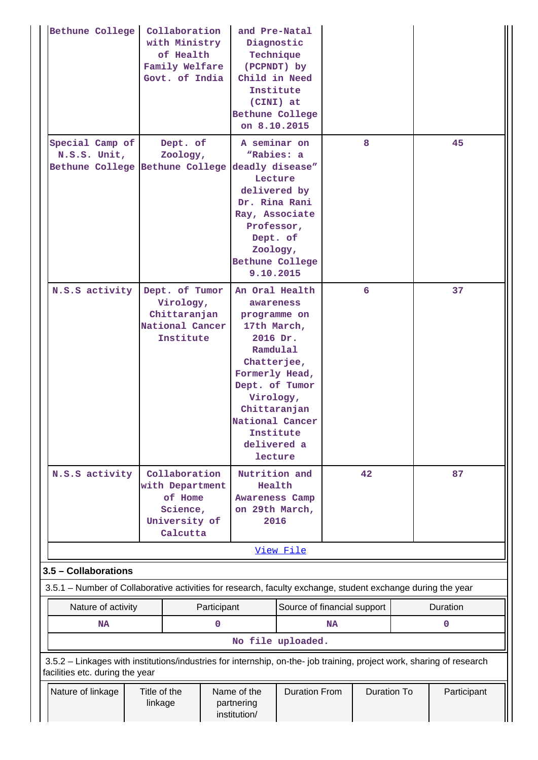| | | | | |
|---|---|---|---|---|
| Bethune College | Collaboration with Ministry of Health Family Welfare Govt. of India | and Pre-Natal Diagnostic Technique (PCPNDT) by Child in Need Institute (CINI) at Bethune College on 8.10.2015 | | |
| Special Camp of N.S.S. Unit, Bethune College | Dept. of Zoology, Bethune College | A seminar on "Rabies: a deadly disease" Lecture delivered by Dr. Rina Rani Ray, Associate Professor, Dept. of Zoology, Bethune College 9.10.2015 | 8 | 45 |
| N.S.S activity | Dept. of Tumor Virology, Chittaranjan National Cancer Institute | An Oral Health awareness programme on 17th March, 2016 Dr. Ramdulal Chatterjee, Formerly Head, Dept. of Tumor Virology, Chittaranjan National Cancer Institute delivered a lecture | 6 | 37 |
| N.S.S activity | Collaboration with Department of Home Science, University of Calcutta | Nutrition and Health Awareness Camp on 29th March, 2016 | 42 | 87 |

View File

### 3.5 – Collaborations

3.5.1 – Number of Collaborative activities for research, faculty exchange, student exchange during the year

| Nature of activity | Participant | Source of financial support | Duration |
|---|---|---|---|
| NA | 0 | NA | 0 |

No file uploaded.

3.5.2 – Linkages with institutions/industries for internship, on-the- job training, project work, sharing of research facilities etc. during the year

| Nature of linkage | Title of the linkage | Name of the partnering institution/ | Duration From | Duration To | Participant |
|---|---|---|---|---|---|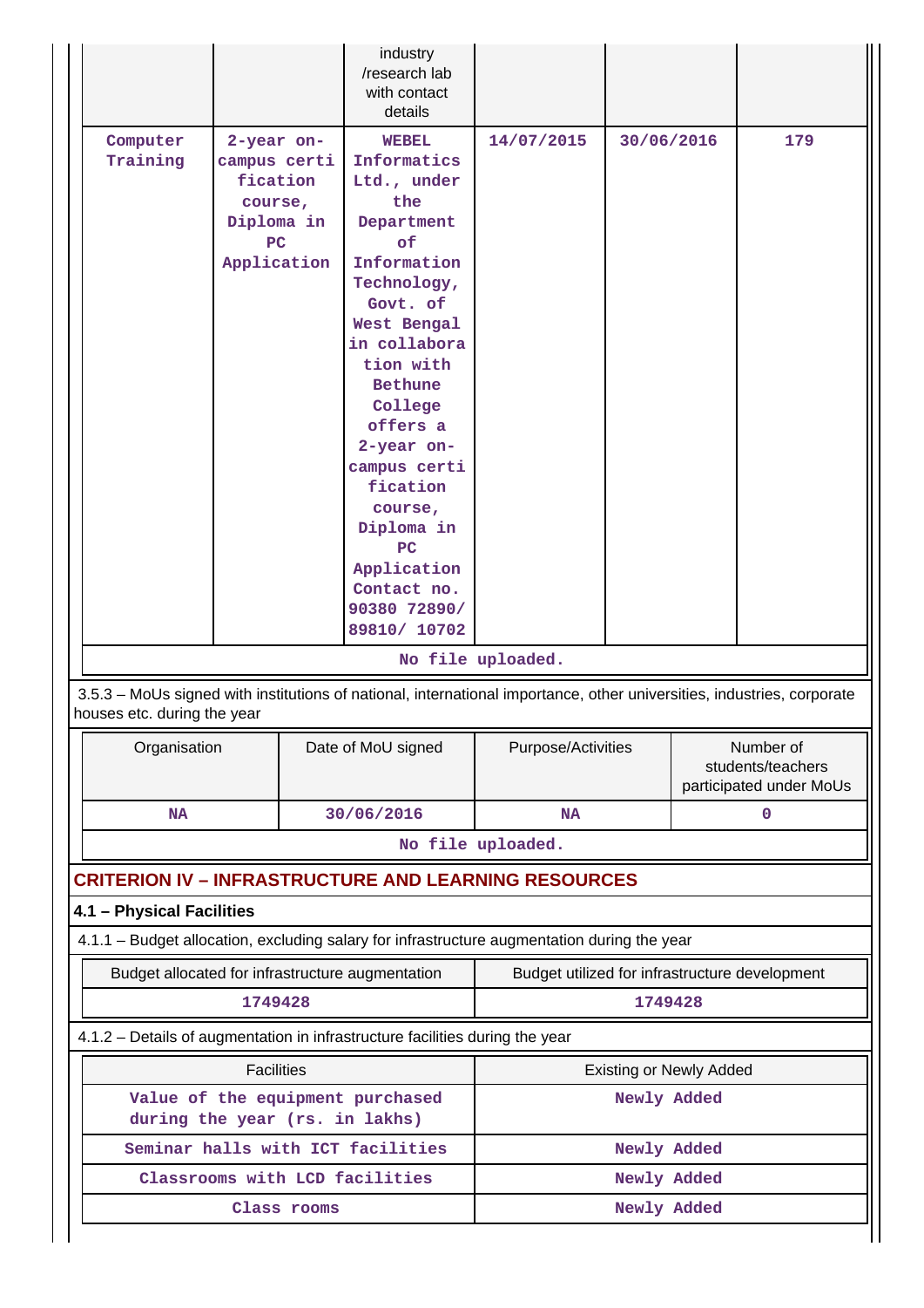| | | industry /research lab with contact details | | | |
|---|---|---|---|---|---|
| Computer Training | 2-year on-campus certification course, Diploma in PC Application | WEBEL Informatics Ltd., under the Department of Information Technology, Govt. of West Bengal in collaboration with Bethune College offers a 2-year on-campus certification course, Diploma in PC Application Contact no. 90380 72890/ 89810/ 10702 | 14/07/2015 | 30/06/2016 | 179 |

No file uploaded.

3.5.3 – MoUs signed with institutions of national, international importance, other universities, industries, corporate houses etc. during the year

| Organisation | Date of MoU signed | Purpose/Activities | Number of students/teachers participated under MoUs |
|---|---|---|---|
| NA | 30/06/2016 | NA | 0 |

No file uploaded.

## CRITERION IV – INFRASTRUCTURE AND LEARNING RESOURCES

### 4.1 – Physical Facilities

4.1.1 – Budget allocation, excluding salary for infrastructure augmentation during the year

| Budget allocated for infrastructure augmentation | Budget utilized for infrastructure development |
|---|---|
| 1749428 | 1749428 |

4.1.2 – Details of augmentation in infrastructure facilities during the year

| Facilities | Existing or Newly Added |
|---|---|
| Value of the equipment purchased during the year (rs. in lakhs) | Newly Added |
| Seminar halls with ICT facilities | Newly Added |
| Classrooms with LCD facilities | Newly Added |
| Class rooms | Newly Added |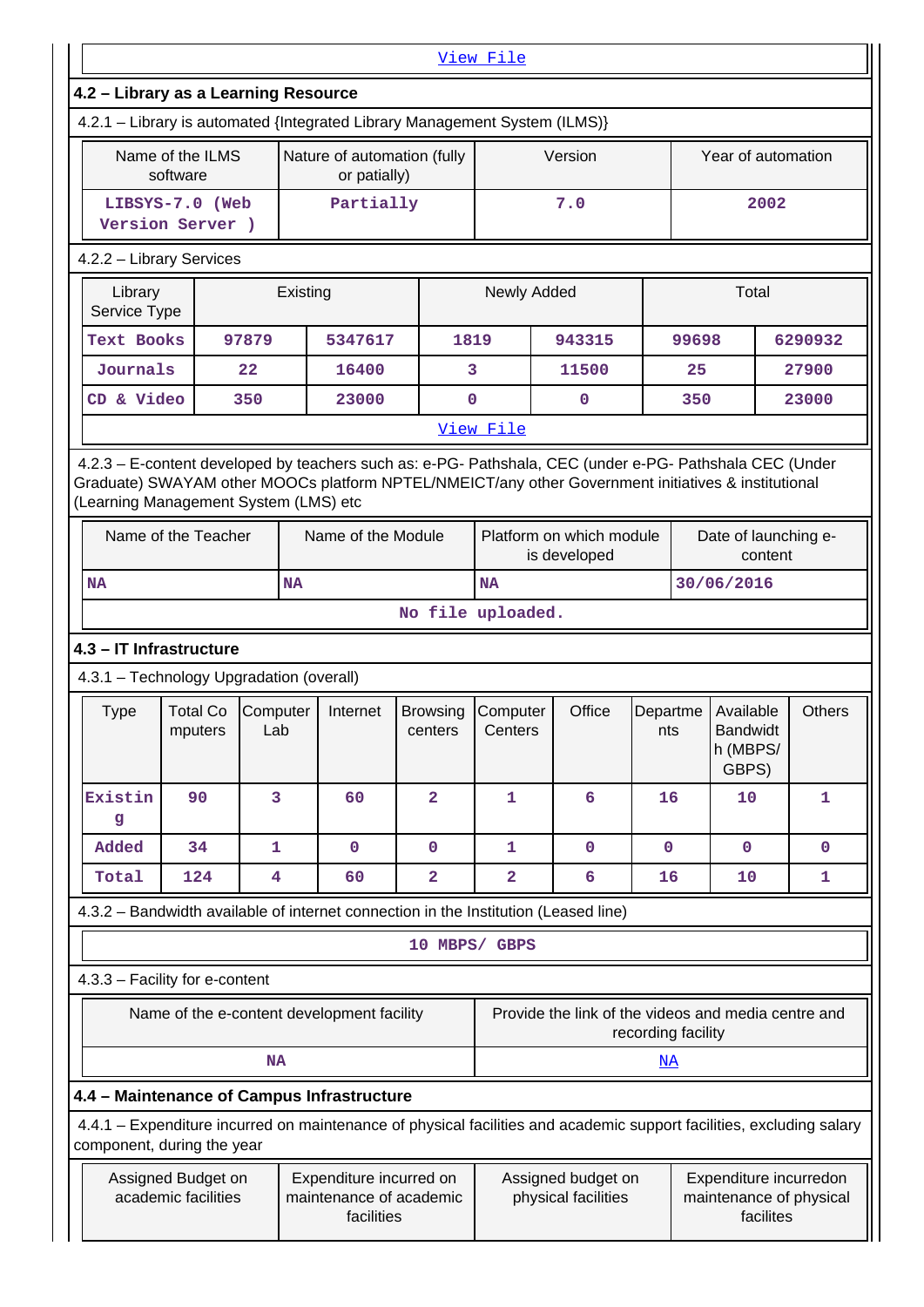[View File](#)

## 4.2 – Library as a Learning Resource

4.2.1 – Library is automated {Integrated Library Management System (ILMS)}

| Name of the ILMS software | Nature of automation (fully or patially) | Version | Year of automation |
|---|---|---|---|
| LIBSYS-7.0 (Web Version Server ) | Partially | 7.0 | 2002 |

4.2.2 – Library Services

| Library Service Type | Existing | | Newly Added | | Total | |
|---|---|---|---|---|---|---|
| Text Books | 97879 | 5347617 | 1819 | 943315 | 99698 | 6290932 |
| Journals | 22 | 16400 | 3 | 11500 | 25 | 27900 |
| CD & Video | 350 | 23000 | 0 | 0 | 350 | 23000 |

[View File](#)

4.2.3 – E-content developed by teachers such as: e-PG- Pathshala, CEC (under e-PG- Pathshala CEC (Under Graduate) SWAYAM other MOOCs platform NPTEL/NMEICT/any other Government initiatives & institutional (Learning Management System (LMS) etc

| Name of the Teacher | Name of the Module | Platform on which module is developed | Date of launching e-content |
|---|---|---|---|
| NA | NA | NA | 30/06/2016 |

No file uploaded.

## 4.3 – IT Infrastructure

4.3.1 – Technology Upgradation (overall)

| Type | Total Computers | Computer Lab | Internet | Browsing centers | Computer Centers | Office | Departments | Available Bandwidth (MBPS/ GBPS) | Others |
|---|---|---|---|---|---|---|---|---|---|
| Existing | 90 | 3 | 60 | 2 | 1 | 6 | 16 | 10 | 1 |
| Added | 34 | 1 | 0 | 0 | 1 | 0 | 0 | 0 | 0 |
| Total | 124 | 4 | 60 | 2 | 2 | 6 | 16 | 10 | 1 |

4.3.2 – Bandwidth available of internet connection in the Institution (Leased line)

10 MBPS/ GBPS

4.3.3 – Facility for e-content

| Name of the e-content development facility | Provide the link of the videos and media centre and recording facility |
|---|---|
| NA | [NA](#) |

## 4.4 – Maintenance of Campus Infrastructure

4.4.1 – Expenditure incurred on maintenance of physical facilities and academic support facilities, excluding salary component, during the year

| Assigned Budget on academic facilities | Expenditure incurred on maintenance of academic facilities | Assigned budget on physical facilities | Expenditure incurredon maintenance of physical facilites |
|---|---|---|---|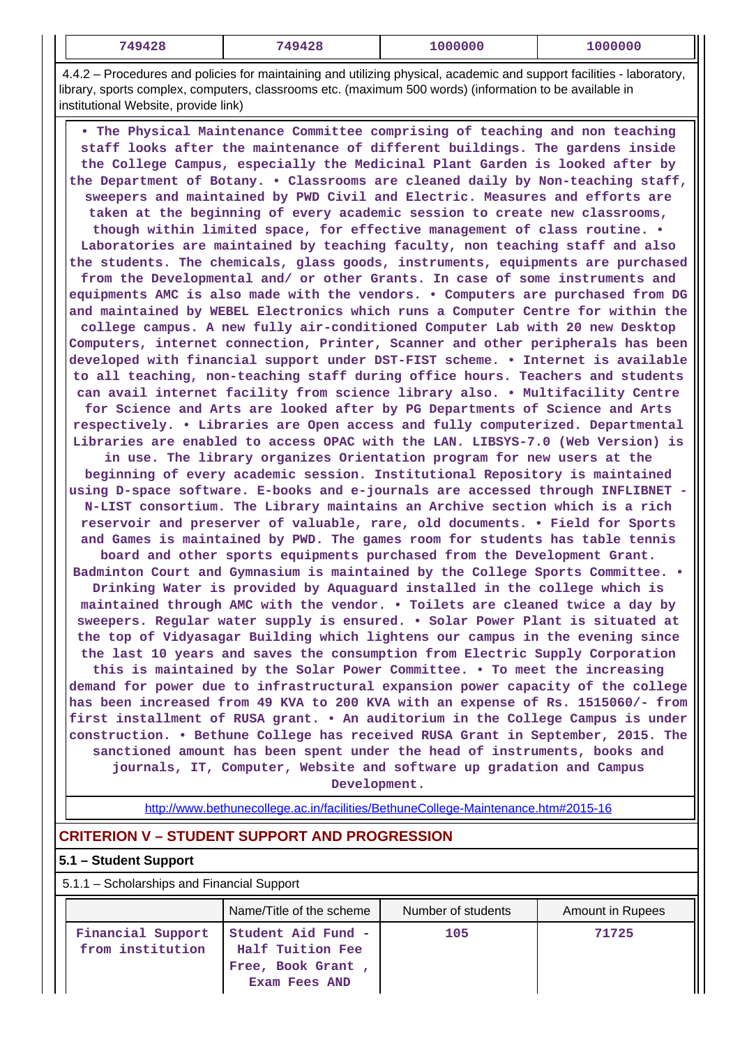| 749428 | 749428 | 1000000 | 1000000 |
|---|---|---|---|

4.4.2 – Procedures and policies for maintaining and utilizing physical, academic and support facilities - laboratory, library, sports complex, computers, classrooms etc. (maximum 500 words) (information to be available in institutional Website, provide link)

• The Physical Maintenance Committee comprising of teaching and non teaching staff looks after the maintenance of different buildings. The gardens inside the College Campus, especially the Medicinal Plant Garden is looked after by the Department of Botany. • Classrooms are cleaned daily by Non-teaching staff, sweepers and maintained by PWD Civil and Electric. Measures and efforts are taken at the beginning of every academic session to create new classrooms, though within limited space, for effective management of class routine. • Laboratories are maintained by teaching faculty, non teaching staff and also the students. The chemicals, glass goods, instruments, equipments are purchased from the Developmental and/ or other Grants. In case of some instruments and equipments AMC is also made with the vendors. • Computers are purchased from DG and maintained by WEBEL Electronics which runs a Computer Centre for within the college campus. A new fully air-conditioned Computer Lab with 20 new Desktop Computers, internet connection, Printer, Scanner and other peripherals has been developed with financial support under DST-FIST scheme. • Internet is available to all teaching, non-teaching staff during office hours. Teachers and students can avail internet facility from science library also. • Multifacility Centre for Science and Arts are looked after by PG Departments of Science and Arts respectively. • Libraries are Open access and fully computerized. Departmental Libraries are enabled to access OPAC with the LAN. LIBSYS-7.0 (Web Version) is in use. The library organizes Orientation program for new users at the beginning of every academic session. Institutional Repository is maintained using D-space software. E-books and e-journals are accessed through INFLIBNET - N-LIST consortium. The Library maintains an Archive section which is a rich reservoir and preserver of valuable, rare, old documents. • Field for Sports and Games is maintained by PWD. The games room for students has table tennis board and other sports equipments purchased from the Development Grant. Badminton Court and Gymnasium is maintained by the College Sports Committee. • Drinking Water is provided by Aquaguard installed in the college which is maintained through AMC with the vendor. • Toilets are cleaned twice a day by sweepers. Regular water supply is ensured. • Solar Power Plant is situated at the top of Vidyasagar Building which lightens our campus in the evening since the last 10 years and saves the consumption from Electric Supply Corporation this is maintained by the Solar Power Committee. • To meet the increasing demand for power due to infrastructural expansion power capacity of the college has been increased from 49 KVA to 200 KVA with an expense of Rs. 1515060/- from first installment of RUSA grant. • An auditorium in the College Campus is under construction. • Bethune College has received RUSA Grant in September, 2015. The sanctioned amount has been spent under the head of instruments, books and journals, IT, Computer, Website and software up gradation and Campus Development.

http://www.bethunecollege.ac.in/facilities/BethuneCollege-Maintenance.htm#2015-16

## CRITERION V – STUDENT SUPPORT AND PROGRESSION

### 5.1 – Student Support

5.1.1 – Scholarships and Financial Support

| | Name/Title of the scheme | Number of students | Amount in Rupees |
|---|---|---|---|
| Financial Support from institution | Student Aid Fund - Half Tuition Fee Free, Book Grant , Exam Fees AND | 105 | 71725 |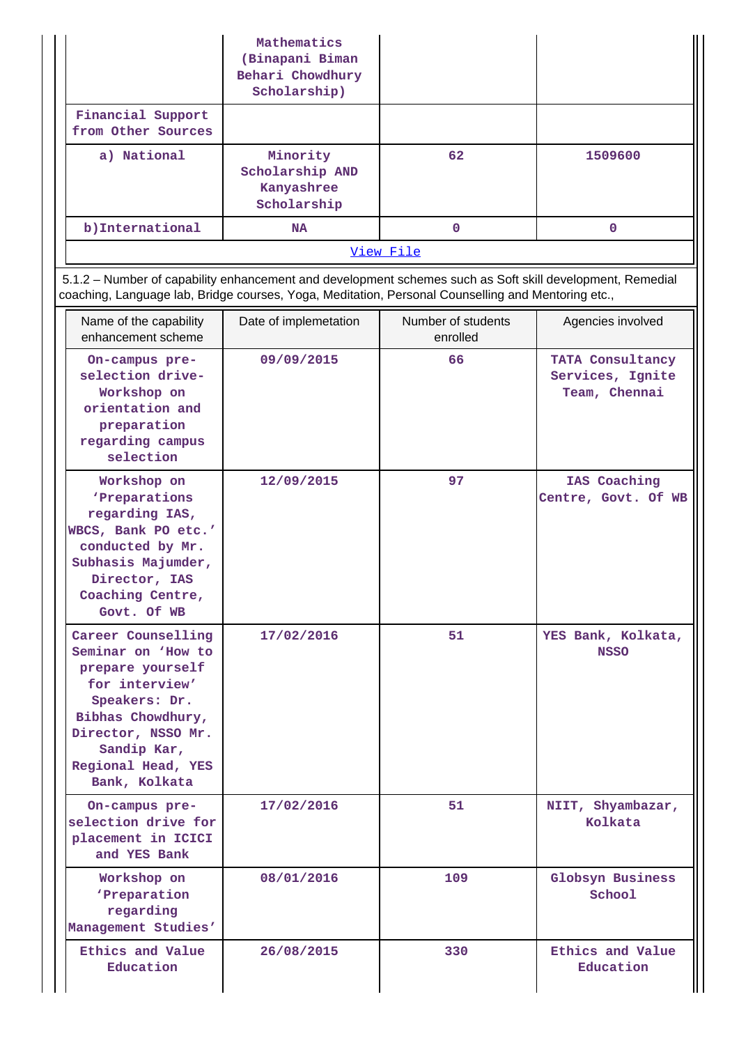| | Mathematics (Binapani Biman Behari Chowdhury Scholarship) | | |
|---|---|---|---|
| Financial Support from Other Sources | | | |
| a) National | Minority Scholarship AND Kanyashree Scholarship | 62 | 1509600 |
| b)International | NA | 0 | 0 |
| View File | | | |

5.1.2 – Number of capability enhancement and development schemes such as Soft skill development, Remedial coaching, Language lab, Bridge courses, Yoga, Meditation, Personal Counselling and Mentoring etc.,

| Name of the capability enhancement scheme | Date of implemetation | Number of students enrolled | Agencies involved |
|---|---|---|---|
| On-campus pre-selection drive-Workshop on orientation and preparation regarding campus selection | 09/09/2015 | 66 | TATA Consultancy Services, Ignite Team, Chennai |
| Workshop on 'Preparations regarding IAS, WBCS, Bank PO etc.' conducted by Mr. Subhasis Majumder, Director, IAS Coaching Centre, Govt. Of WB | 12/09/2015 | 97 | IAS Coaching Centre, Govt. Of WB |
| Career Counselling Seminar on 'How to prepare yourself for interview' Speakers: Dr. Bibhas Chowdhury, Director, NSSO Mr. Sandip Kar, Regional Head, YES Bank, Kolkata | 17/02/2016 | 51 | YES Bank, Kolkata, NSSO |
| On-campus pre-selection drive for placement in ICICI and YES Bank | 17/02/2016 | 51 | NIIT, Shyambazar, Kolkata |
| Workshop on 'Preparation regarding Management Studies' | 08/01/2016 | 109 | Globsyn Business School |
| Ethics and Value Education | 26/08/2015 | 330 | Ethics and Value Education |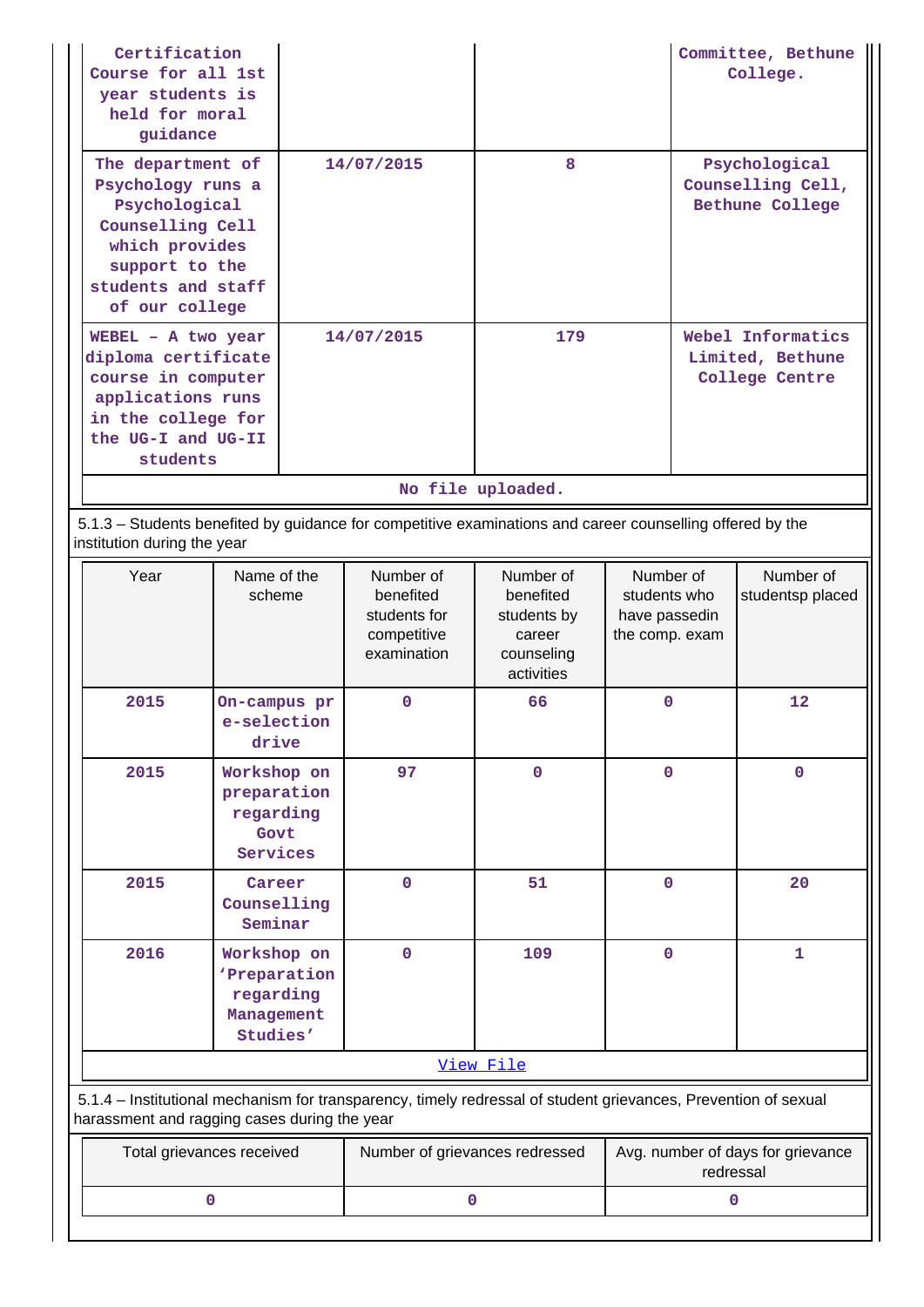| | | | |
|---|---|---|---|
| Certification Course for all 1st year students is held for moral guidance | | | Committee, Bethune College. |
| The department of Psychology runs a Psychological Counselling Cell which provides support to the students and staff of our college | 14/07/2015 | 8 | Psychological Counselling Cell, Bethune College |
| WEBEL – A two year diploma certificate course in computer applications runs in the college for the UG-I and UG-II students | 14/07/2015 | 179 | Webel Informatics Limited, Bethune College Centre |

No file uploaded.

5.1.3 – Students benefited by guidance for competitive examinations and career counselling offered by the institution during the year

| Year | Name of the scheme | Number of benefited students for competitive examination | Number of benefited students by career counseling activities | Number of students who have passedin the comp. exam | Number of studentsp placed |
|---|---|---|---|---|---|
| 2015 | On-campus pre-selection drive | 0 | 66 | 0 | 12 |
| 2015 | Workshop on preparation regarding Govt Services | 97 | 0 | 0 | 0 |
| 2015 | Career Counselling Seminar | 0 | 51 | 0 | 20 |
| 2016 | Workshop on 'Preparation regarding Management Studies' | 0 | 109 | 0 | 1 |

View File

5.1.4 – Institutional mechanism for transparency, timely redressal of student grievances, Prevention of sexual harassment and ragging cases during the year

| Total grievances received | Number of grievances redressed | Avg. number of days for grievance redressal |
|---|---|---|
| 0 | 0 | 0 |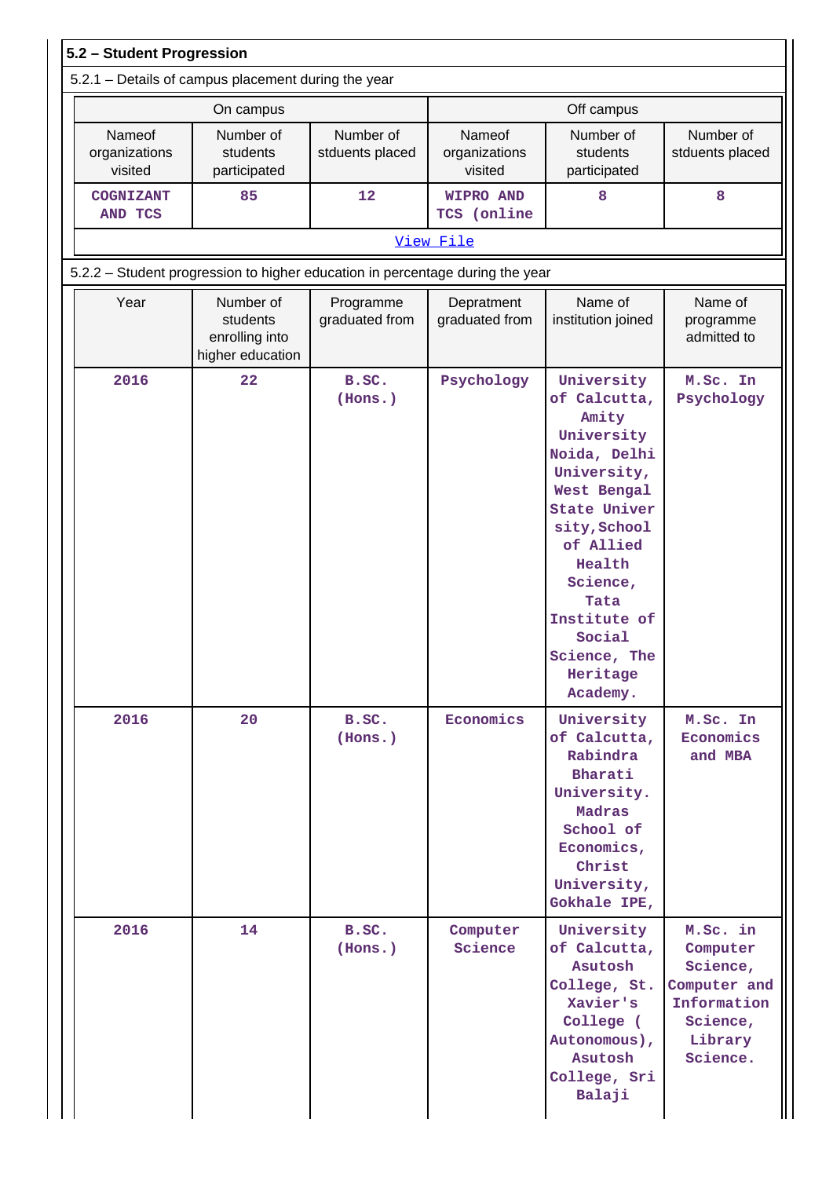**5.2 – Student Progression**

5.2.1 – Details of campus placement during the year

| On campus | | | Off campus | | |
|---|---|---|---|---|---|
| Nameof organizations visited | Number of students participated | Number of stduents placed | Nameof organizations visited | Number of students participated | Number of stduents placed |
| COGNIZANT AND TCS | 85 | 12 | WIPRO AND TCS (online | 8 | 8 |

[View File]

5.2.2 – Student progression to higher education in percentage during the year

| Year | Number of students enrolling into higher education | Programme graduated from | Depratment graduated from | Name of institution joined | Name of programme admitted to |
|---|---|---|---|---|---|
| 2016 | 22 | B.SC. (Hons.) | Psychology | University of Calcutta, Amity University Noida, Delhi University, West Bengal State University,School of Allied Health Science, Tata Institute of Social Science, The Heritage Academy. | M.Sc. In Psychology |
| 2016 | 20 | B.SC. (Hons.) | Economics | University of Calcutta, Rabindra Bharati University. Madras School of Economics, Christ University, Gokhale IPE, | M.Sc. In Economics and MBA |
| 2016 | 14 | B.SC. (Hons.) | Computer Science | University of Calcutta, Asutosh College, St. Xavier's College ( Autonomous), Asutosh College, Sri Balaji | M.Sc. in Computer Science, Computer and Information Science, Library Science. |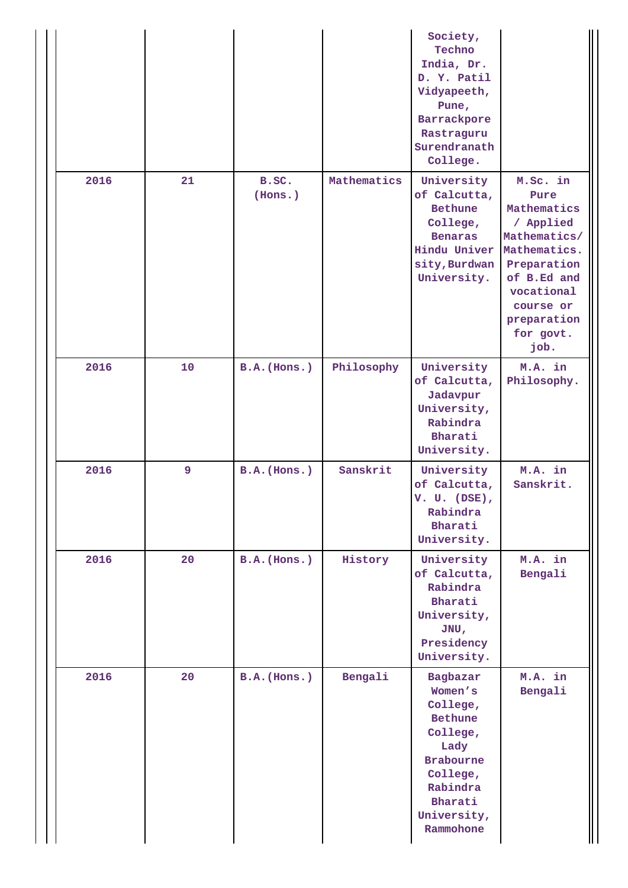| | | | | Society, Techno India, Dr. D. Y. Patil Vidyapeeth, Pune, Barrackpore Rastraguru Surendranath College. | |
|---|---|---|---|---|---|
| 2016 | 21 | B.SC. (Hons.) | Mathematics | University of Calcutta, Bethune College, Benaras Hindu University,Burdwan University. | M.Sc. in Pure Mathematics / Applied Mathematics/ Mathematics. Preparation of B.Ed and vocational course or preparation for govt. job. |
| 2016 | 10 | B.A.(Hons.) | Philosophy | University of Calcutta, Jadavpur University, Rabindra Bharati University. | M.A. in Philosophy. |
| 2016 | 9 | B.A.(Hons.) | Sanskrit | University of Calcutta, V. U. (DSE), Rabindra Bharati University. | M.A. in Sanskrit. |
| 2016 | 20 | B.A.(Hons.) | History | University of Calcutta, Rabindra Bharati University, JNU, Presidency University. | M.A. in Bengali |
| 2016 | 20 | B.A.(Hons.) | Bengali | Bagbazar Women's College, Bethune College, Lady Brabourne College, Rabindra Bharati University, Rammohone | M.A. in Bengali |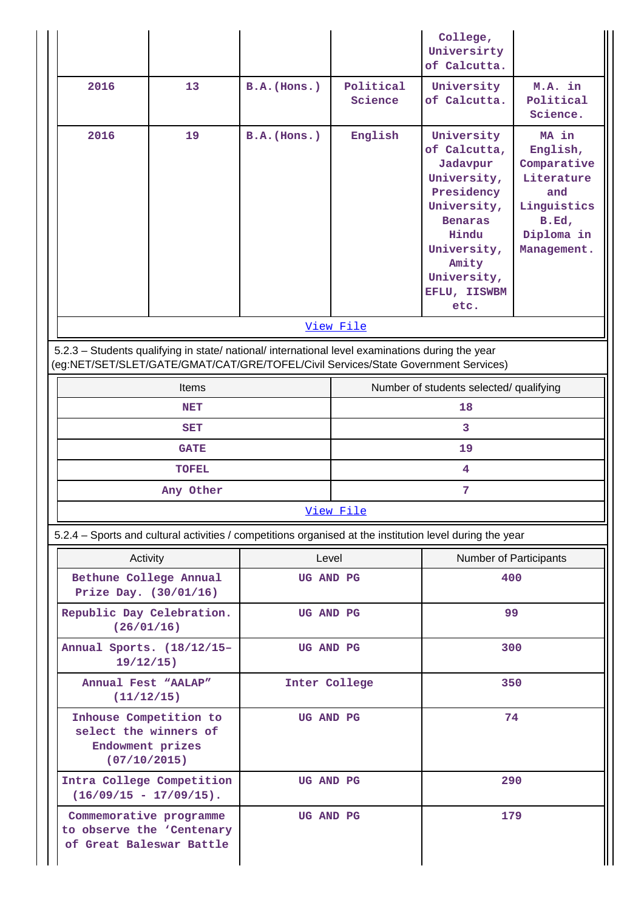| | | | | College, Universirty of Calcutta. | |
|---|---|---|---|---|---|
| 2016 | 13 | B.A.(Hons.) | Political Science | University of Calcutta. | M.A. in Political Science. |
| 2016 | 19 | B.A.(Hons.) | English | University of Calcutta, Jadavpur University, Presidency University, Benaras Hindu University, Amity University, EFLU, IISWBM etc. | MA in English, Comparative Literature and Linguistics B.Ed, Diploma in Management. |

View File

5.2.3 – Students qualifying in state/ national/ international level examinations during the year (eg:NET/SET/SLET/GATE/GMAT/CAT/GRE/TOFEL/Civil Services/State Government Services)

| Items | Number of students selected/ qualifying |
|---|---|
| NET | 18 |
| SET | 3 |
| GATE | 19 |
| TOFEL | 4 |
| Any Other | 7 |

View File

5.2.4 – Sports and cultural activities / competitions organised at the institution level during the year

| Activity | Level | Number of Participants |
|---|---|---|
| Bethune College Annual Prize Day. (30/01/16) | UG AND PG | 400 |
| Republic Day Celebration. (26/01/16) | UG AND PG | 99 |
| Annual Sports. (18/12/15-19/12/15) | UG AND PG | 300 |
| Annual Fest "AALAP" (11/12/15) | Inter College | 350 |
| Inhouse Competition to select the winners of Endowment prizes (07/10/2015) | UG AND PG | 74 |
| Intra College Competition (16/09/15 - 17/09/15). | UG AND PG | 290 |
| Commemorative programme to observe the 'Centenary of Great Baleswar Battle | UG AND PG | 179 |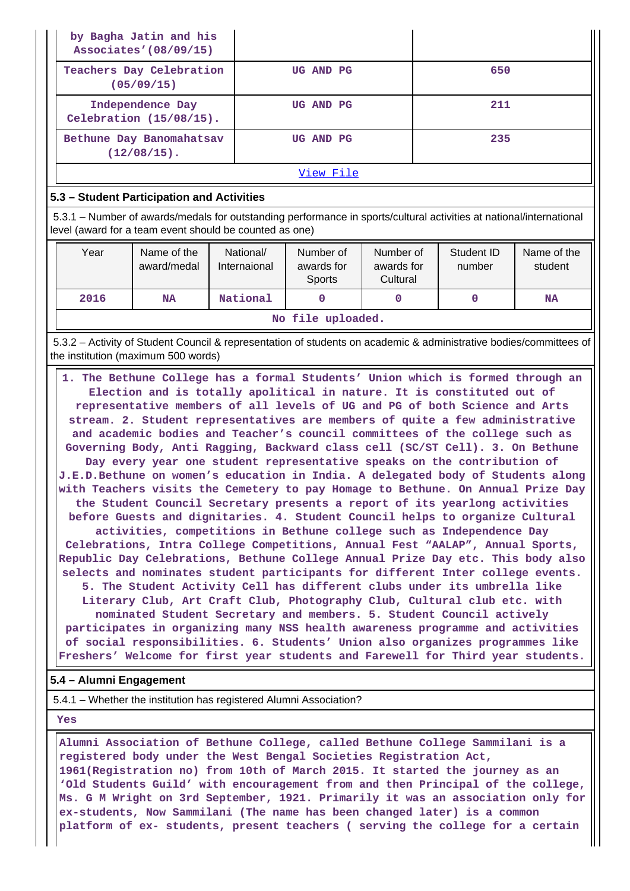| by Bagha Jatin and his Associates'(08/09/15) | | |
|---|---|---|
| Teachers Day Celebration (05/09/15) | UG AND PG | 650 |
| Independence Day Celebration (15/08/15). | UG AND PG | 211 |
| Bethune Day Banomahatsav (12/08/15). | UG AND PG | 235 |

View File

### 5.3 – Student Participation and Activities

5.3.1 – Number of awards/medals for outstanding performance in sports/cultural activities at national/international level (award for a team event should be counted as one)

| Year | Name of the award/medal | National/ Internaional | Number of awards for Sports | Number of awards for Cultural | Student ID number | Name of the student |
|---|---|---|---|---|---|---|
| 2016 | NA | National | 0 | 0 | 0 | NA |

No file uploaded.

5.3.2 – Activity of Student Council & representation of students on academic & administrative bodies/committees of the institution (maximum 500 words)

1. The Bethune College has a formal Students' Union which is formed through an Election and is totally apolitical in nature. It is constituted out of representative members of all levels of UG and PG of both Science and Arts stream. 2. Student representatives are members of quite a few administrative and academic bodies and Teacher's council committees of the college such as Governing Body, Anti Ragging, Backward class cell (SC/ST Cell). 3. On Bethune Day every year one student representative speaks on the contribution of J.E.D.Bethune on women's education in India. A delegated body of Students along with Teachers visits the Cemetery to pay Homage to Bethune. On Annual Prize Day the Student Council Secretary presents a report of its yearlong activities before Guests and dignitaries. 4. Student Council helps to organize Cultural activities, competitions in Bethune college such as Independence Day Celebrations, Intra College Competitions, Annual Fest "AALAP", Annual Sports, Republic Day Celebrations, Bethune College Annual Prize Day etc. This body also selects and nominates student participants for different Inter college events. 5. The Student Activity Cell has different clubs under its umbrella like Literary Club, Art Craft Club, Photography Club, Cultural club etc. with nominated Student Secretary and members. 5. Student Council actively participates in organizing many NSS health awareness programme and activities of social responsibilities. 6. Students' Union also organizes programmes like Freshers' Welcome for first year students and Farewell for Third year students.

### 5.4 – Alumni Engagement

5.4.1 – Whether the institution has registered Alumni Association?

Yes

Alumni Association of Bethune College, called Bethune College Sammilani is a registered body under the West Bengal Societies Registration Act, 1961(Registration no) from 10th of March 2015. It started the journey as an 'Old Students Guild' with encouragement from and then Principal of the college, Ms. G M Wright on 3rd September, 1921. Primarily it was an association only for ex-students, Now Sammilani (The name has been changed later) is a common platform of ex- students, present teachers ( serving the college for a certain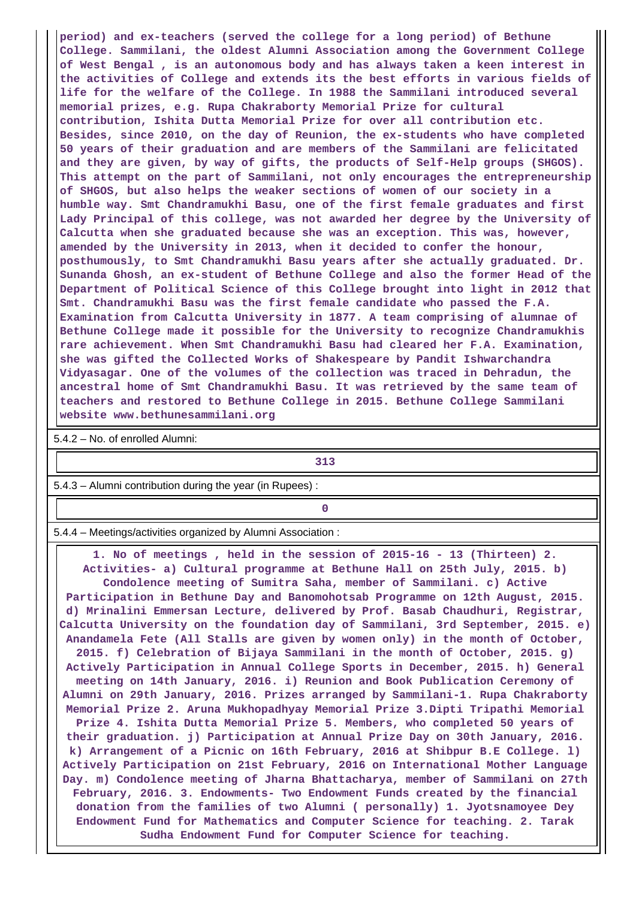period) and ex-teachers (served the college for a long period) of Bethune College. Sammilani, the oldest Alumni Association among the Government College of West Bengal , is an autonomous body and has always taken a keen interest in the activities of College and extends its the best efforts in various fields of life for the welfare of the College. In 1988 the Sammilani introduced several memorial prizes, e.g. Rupa Chakraborty Memorial Prize for cultural contribution, Ishita Dutta Memorial Prize for over all contribution etc. Besides, since 2010, on the day of Reunion, the ex-students who have completed 50 years of their graduation and are members of the Sammilani are felicitated and they are given, by way of gifts, the products of Self-Help groups (SHGOS). This attempt on the part of Sammilani, not only encourages the entrepreneurship of SHGOS, but also helps the weaker sections of women of our society in a humble way. Smt Chandramukhi Basu, one of the first female graduates and first Lady Principal of this college, was not awarded her degree by the University of Calcutta when she graduated because she was an exception. This was, however, amended by the University in 2013, when it decided to confer the honour, posthumously, to Smt Chandramukhi Basu years after she actually graduated. Dr. Sunanda Ghosh, an ex-student of Bethune College and also the former Head of the Department of Political Science of this College brought into light in 2012 that Smt. Chandramukhi Basu was the first female candidate who passed the F.A. Examination from Calcutta University in 1877. A team comprising of alumnae of Bethune College made it possible for the University to recognize Chandramukhis rare achievement. When Smt Chandramukhi Basu had cleared her F.A. Examination, she was gifted the Collected Works of Shakespeare by Pandit Ishwarchandra Vidyasagar. One of the volumes of the collection was traced in Dehradun, the ancestral home of Smt Chandramukhi Basu. It was retrieved by the same team of teachers and restored to Bethune College in 2015. Bethune College Sammilani website www.bethunesammilani.org

5.4.2 – No. of enrolled Alumni:

313

5.4.3 – Alumni contribution during the year (in Rupees) :

0

5.4.4 – Meetings/activities organized by Alumni Association :

1. No of meetings , held in the session of 2015-16 - 13 (Thirteen) 2. Activities- a) Cultural programme at Bethune Hall on 25th July, 2015. b) Condolence meeting of Sumitra Saha, member of Sammilani. c) Active Participation in Bethune Day and Banomohotsab Programme on 12th August, 2015. d) Mrinalini Emmersan Lecture, delivered by Prof. Basab Chaudhuri, Registrar, Calcutta University on the foundation day of Sammilani, 3rd September, 2015. e) Anandamela Fete (All Stalls are given by women only) in the month of October, 2015. f) Celebration of Bijaya Sammilani in the month of October, 2015. g) Actively Participation in Annual College Sports in December, 2015. h) General meeting on 14th January, 2016. i) Reunion and Book Publication Ceremony of Alumni on 29th January, 2016. Prizes arranged by Sammilani-1. Rupa Chakraborty Memorial Prize 2. Aruna Mukhopadhyay Memorial Prize 3.Dipti Tripathi Memorial Prize 4. Ishita Dutta Memorial Prize 5. Members, who completed 50 years of their graduation. j) Participation at Annual Prize Day on 30th January, 2016. k) Arrangement of a Picnic on 16th February, 2016 at Shibpur B.E College. l) Actively Participation on 21st February, 2016 on International Mother Language Day. m) Condolence meeting of Jharna Bhattacharya, member of Sammilani on 27th February, 2016. 3. Endowments- Two Endowment Funds created by the financial donation from the families of two Alumni ( personally) 1. Jyotsnamoyee Dey Endowment Fund for Mathematics and Computer Science for teaching. 2. Tarak Sudha Endowment Fund for Computer Science for teaching.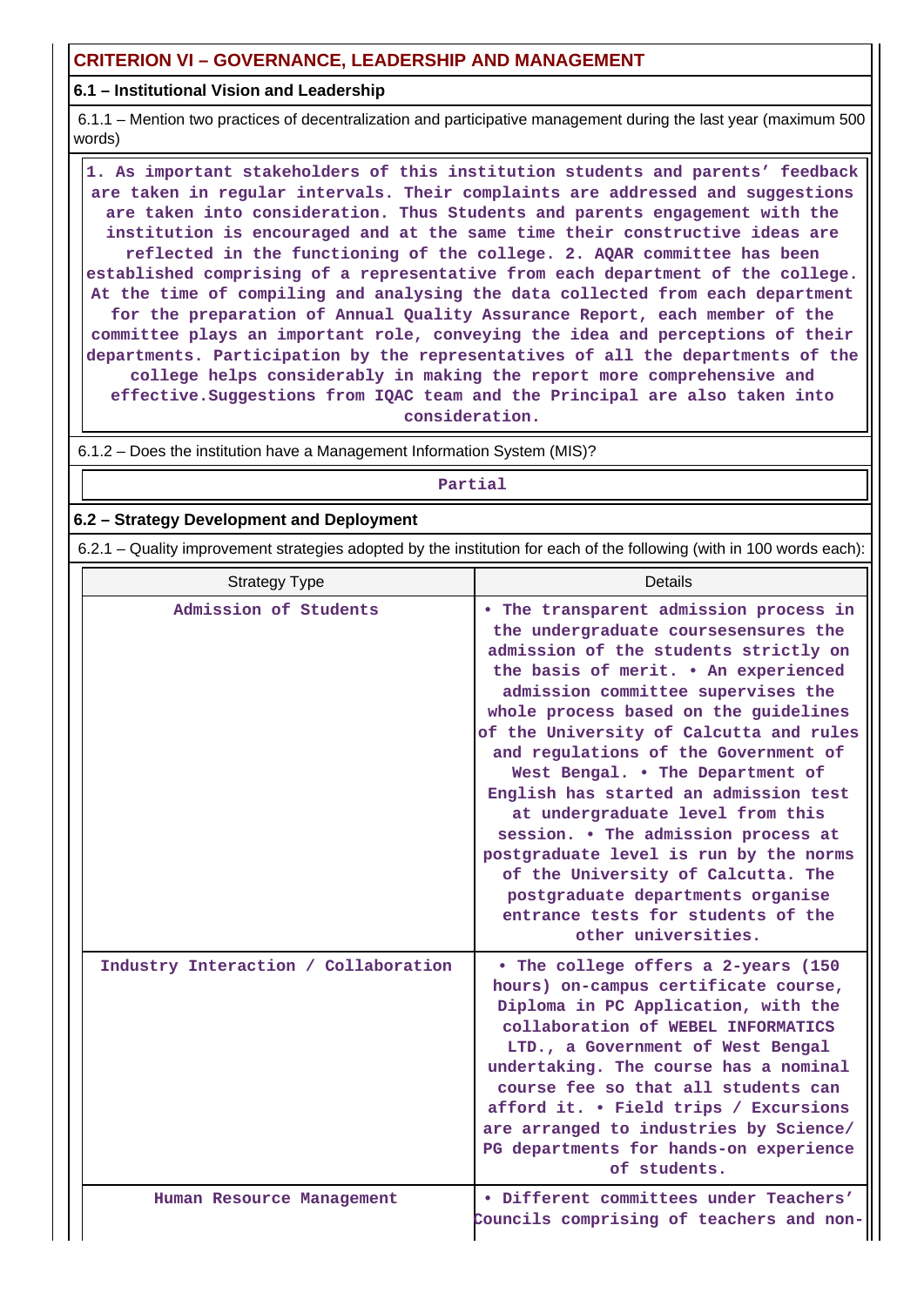## CRITERION VI – GOVERNANCE, LEADERSHIP AND MANAGEMENT

### 6.1 – Institutional Vision and Leadership

6.1.1 – Mention two practices of decentralization and participative management during the last year (maximum 500 words)

1. As important stakeholders of this institution students and parents' feedback are taken in regular intervals. Their complaints are addressed and suggestions are taken into consideration. Thus Students and parents engagement with the institution is encouraged and at the same time their constructive ideas are reflected in the functioning of the college. 2. AQAR committee has been established comprising of a representative from each department of the college. At the time of compiling and analysing the data collected from each department for the preparation of Annual Quality Assurance Report, each member of the committee plays an important role, conveying the idea and perceptions of their departments. Participation by the representatives of all the departments of the college helps considerably in making the report more comprehensive and effective.Suggestions from IQAC team and the Principal are also taken into consideration.

6.1.2 – Does the institution have a Management Information System (MIS)?

Partial

### 6.2 – Strategy Development and Deployment

6.2.1 – Quality improvement strategies adopted by the institution for each of the following (with in 100 words each):

| Strategy Type | Details |
|---|---|
| Admission of Students | • The transparent admission process in the undergraduate coursesensures the admission of the students strictly on the basis of merit. • An experienced admission committee supervises the whole process based on the guidelines of the University of Calcutta and rules and regulations of the Government of West Bengal. • The Department of English has started an admission test at undergraduate level from this session. • The admission process at postgraduate level is run by the norms of the University of Calcutta. The postgraduate departments organise entrance tests for students of the other universities. |
| Industry Interaction / Collaboration | • The college offers a 2-years (150 hours) on-campus certificate course, Diploma in PC Application, with the collaboration of WEBEL INFORMATICS LTD., a Government of West Bengal undertaking. The course has a nominal course fee so that all students can afford it. • Field trips / Excursions are arranged to industries by Science/ PG departments for hands-on experience of students. |
| Human Resource Management | • Different committees under Teachers' Councils comprising of teachers and non- |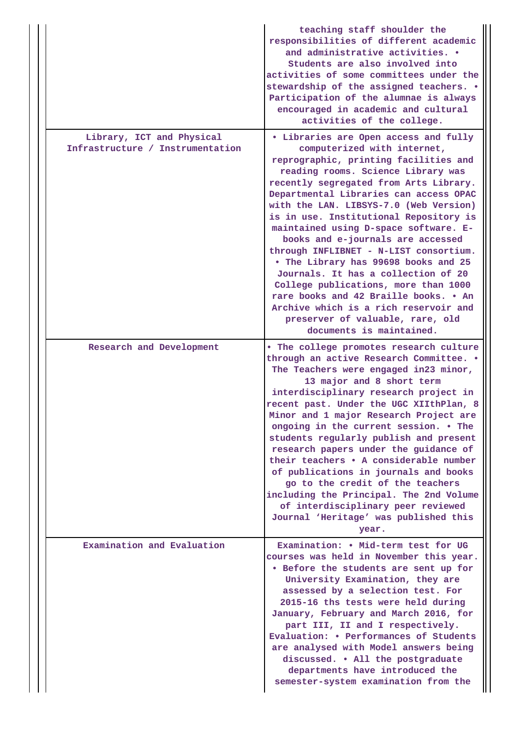| | |
|---|---|
| | teaching staff shoulder the responsibilities of different academic and administrative activities. • Students are also involved into activities of some committees under the stewardship of the assigned teachers. • Participation of the alumnae is always encouraged in academic and cultural activities of the college. |
| Library, ICT and Physical Infrastructure / Instrumentation | • Libraries are Open access and fully computerized with internet, reprographic, printing facilities and reading rooms. Science Library was recently segregated from Arts Library. Departmental Libraries can access OPAC with the LAN. LIBSYS-7.0 (Web Version) is in use. Institutional Repository is maintained using D-space software. E-books and e-journals are accessed through INFLIBNET - N-LIST consortium. • The Library has 99698 books and 25 Journals. It has a collection of 20 College publications, more than 1000 rare books and 42 Braille books. • An Archive which is a rich reservoir and preserver of valuable, rare, old documents is maintained. |
| Research and Development | • The college promotes research culture through an active Research Committee. • The Teachers were engaged in23 minor, 13 major and 8 short term interdisciplinary research project in recent past. Under the UGC XIIthPlan, 8 Minor and 1 major Research Project are ongoing in the current session. • The students regularly publish and present research papers under the guidance of their teachers • A considerable number of publications in journals and books go to the credit of the teachers including the Principal. The 2nd Volume of interdisciplinary peer reviewed Journal 'Heritage' was published this year. |
| Examination and Evaluation | Examination: • Mid-term test for UG courses was held in November this year. • Before the students are sent up for University Examination, they are assessed by a selection test. For 2015-16 ths tests were held during January, February and March 2016, for part III, II and I respectively. Evaluation: • Performances of Students are analysed with Model answers being discussed. • All the postgraduate departments have introduced the semester-system examination from the |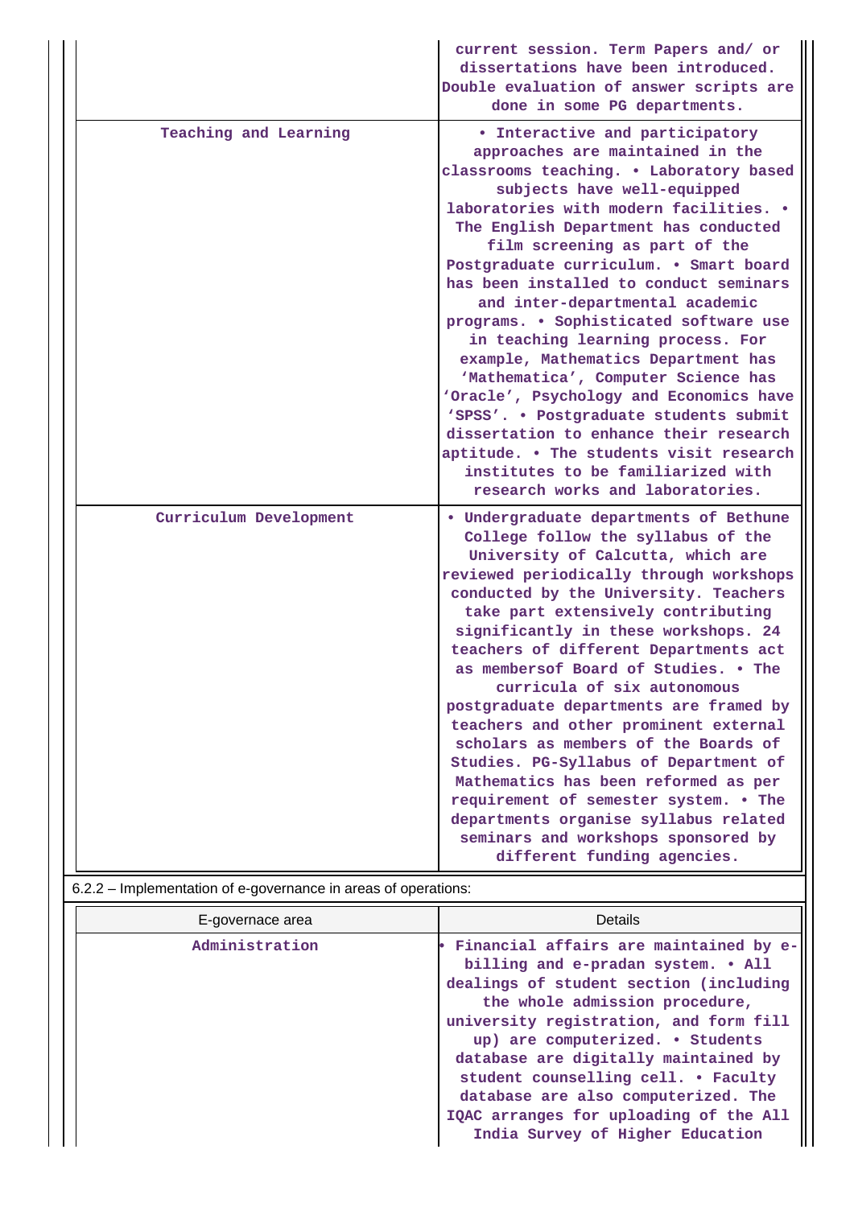| | |
|---|---|
| | current session. Term Papers and/ or dissertations have been introduced. Double evaluation of answer scripts are done in some PG departments. |
| Teaching and Learning | • Interactive and participatory approaches are maintained in the classrooms teaching. • Laboratory based subjects have well-equipped laboratories with modern facilities. • The English Department has conducted film screening as part of the Postgraduate curriculum. • Smart board has been installed to conduct seminars and inter-departmental academic programs. • Sophisticated software use in teaching learning process. For example, Mathematics Department has 'Mathematica', Computer Science has 'Oracle', Psychology and Economics have 'SPSS'. • Postgraduate students submit dissertation to enhance their research aptitude. • The students visit research institutes to be familiarized with research works and laboratories. |
| Curriculum Development | • Undergraduate departments of Bethune College follow the syllabus of the University of Calcutta, which are reviewed periodically through workshops conducted by the University. Teachers take part extensively contributing significantly in these workshops. 24 teachers of different Departments act as membersof Board of Studies. • The curricula of six autonomous postgraduate departments are framed by teachers and other prominent external scholars as members of the Boards of Studies. PG-Syllabus of Department of Mathematics has been reformed as per requirement of semester system. • The departments organise syllabus related seminars and workshops sponsored by different funding agencies. |

6.2.2 – Implementation of e-governance in areas of operations:

| E-governace area | Details |
|---|---|
| Administration | • Financial affairs are maintained by e-billing and e-pradan system. • All dealings of student section (including the whole admission procedure, university registration, and form fill up) are computerized. • Students database are digitally maintained by student counselling cell. • Faculty database are also computerized. The IQAC arranges for uploading of the All India Survey of Higher Education |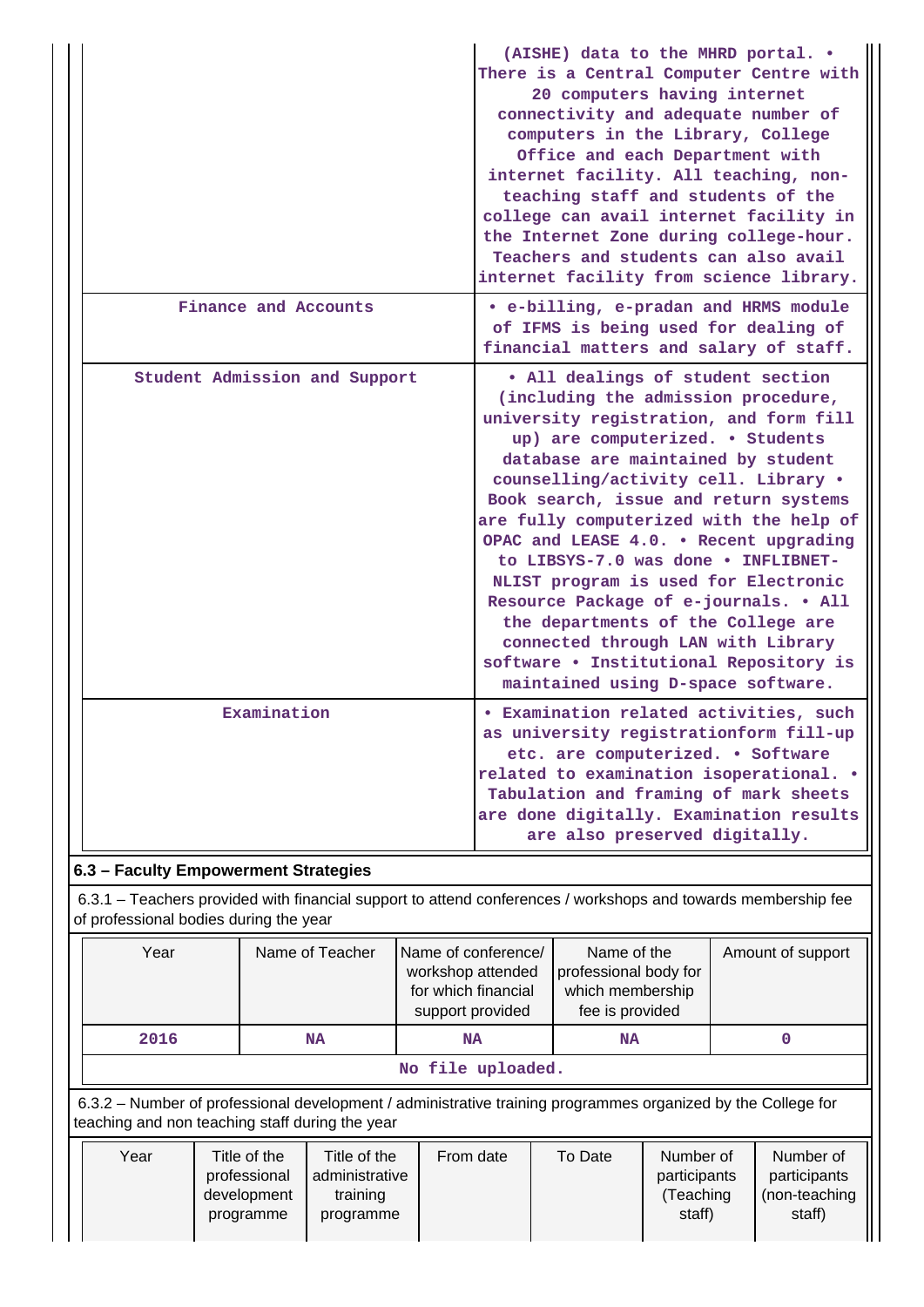| | |
|---|---|
| | (AISHE) data to the MHRD portal. • There is a Central Computer Centre with 20 computers having internet connectivity and adequate number of computers in the Library, College Office and each Department with internet facility. All teaching, non-teaching staff and students of the college can avail internet facility in the Internet Zone during college-hour. Teachers and students can also avail internet facility from science library. |
| Finance and Accounts | • e-billing, e-pradan and HRMS module of IFMS is being used for dealing of financial matters and salary of staff. |
| Student Admission and Support | • All dealings of student section (including the admission procedure, university registration, and form fill up) are computerized. • Students database are maintained by student counselling/activity cell. Library • Book search, issue and return systems are fully computerized with the help of OPAC and LEASE 4.0. • Recent upgrading to LIBSYS-7.0 was done • INFLIBNET-NLIST program is used for Electronic Resource Package of e-journals. • All the departments of the College are connected through LAN with Library software • Institutional Repository is maintained using D-space software. |
| Examination | • Examination related activities, such as university registrationform fill-up etc. are computerized. • Software related to examination isoperational. • Tabulation and framing of mark sheets are done digitally. Examination results are also preserved digitally. |

**6.3 – Faculty Empowerment Strategies**

6.3.1 – Teachers provided with financial support to attend conferences / workshops and towards membership fee of professional bodies during the year

| Year | Name of Teacher | Name of conference/ workshop attended for which financial support provided | Name of the professional body for which membership fee is provided | Amount of support |
|---|---|---|---|---|
| 2016 | NA | NA | NA | 0 |

No file uploaded.

6.3.2 – Number of professional development / administrative training programmes organized by the College for teaching and non teaching staff during the year

| Year | Title of the professional development programme | Title of the administrative training programme | From date | To Date | Number of participants (Teaching staff) | Number of participants (non-teaching staff) |
|---|---|---|---|---|---|---|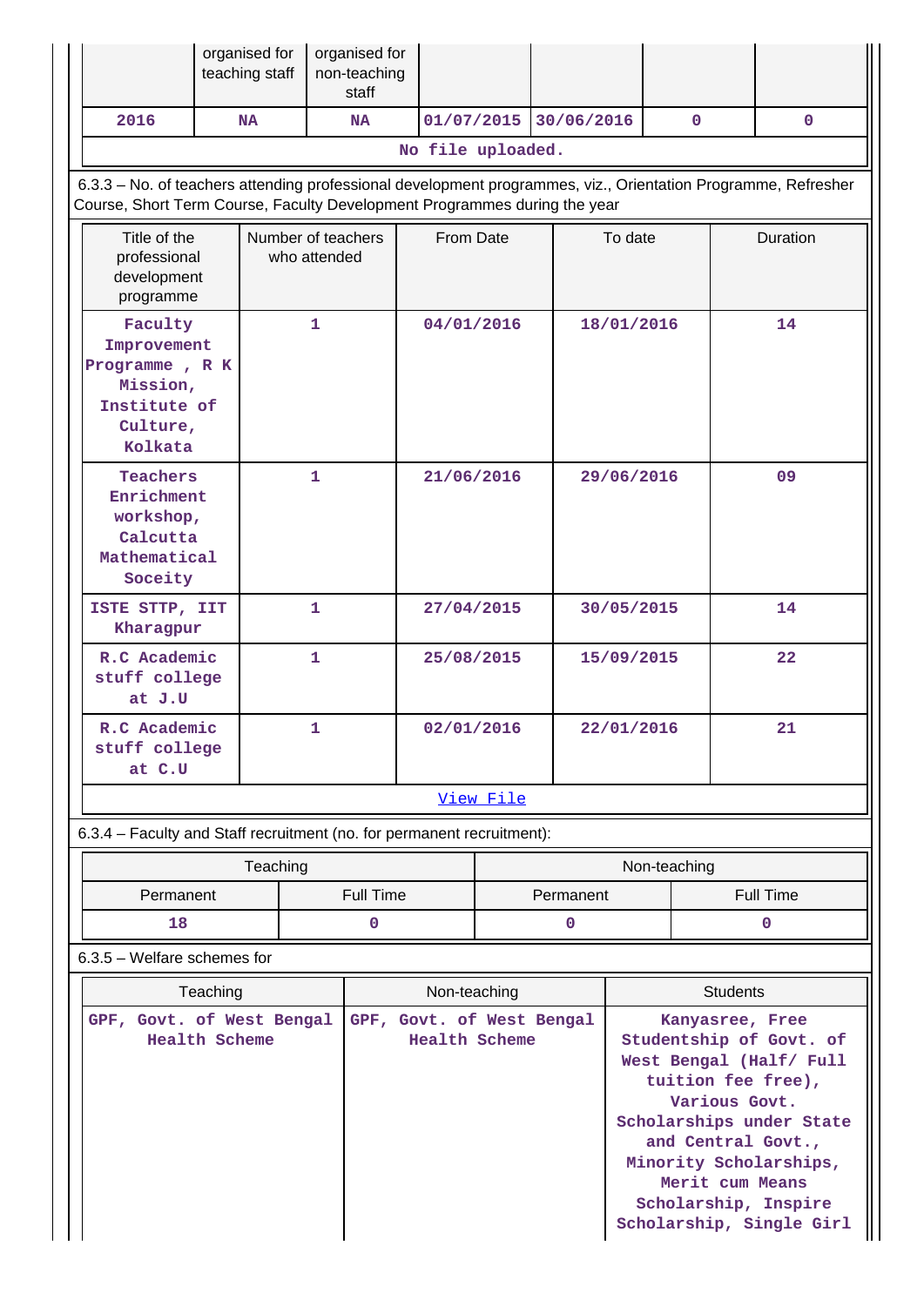| | organised for teaching staff | organised for non-teaching staff | | | | |
|---|---|---|---|---|---|---|
| 2016 | NA | NA | 01/07/2015 | 30/06/2016 | 0 | 0 |

No file uploaded.

6.3.3 – No. of teachers attending professional development programmes, viz., Orientation Programme, Refresher Course, Short Term Course, Faculty Development Programmes during the year

| Title of the professional development programme | Number of teachers who attended | From Date | To date | Duration |
|---|---|---|---|---|
| Faculty Improvement Programme , R K Mission, Institute of Culture, Kolkata | 1 | 04/01/2016 | 18/01/2016 | 14 |
| Teachers Enrichment workshop, Calcutta Mathematical Soceity | 1 | 21/06/2016 | 29/06/2016 | 09 |
| ISTE STTP, IIT Kharagpur | 1 | 27/04/2015 | 30/05/2015 | 14 |
| R.C Academic stuff college at J.U | 1 | 25/08/2015 | 15/09/2015 | 22 |
| R.C Academic stuff college at C.U | 1 | 02/01/2016 | 22/01/2016 | 21 |

View File

6.3.4 – Faculty and Staff recruitment (no. for permanent recruitment):

| Teaching | | Non-teaching | |
|---|---|---|---|
| Permanent | Full Time | Permanent | Full Time |
| 18 | 0 | 0 | 0 |

6.3.5 – Welfare schemes for

| Teaching | Non-teaching | Students |
|---|---|---|
| GPF, Govt. of West Bengal Health Scheme | GPF, Govt. of West Bengal Health Scheme | Kanyasree, Free Studentship of Govt. of West Bengal (Half/ Full tuition fee free), Various Govt. Scholarships under State and Central Govt., Minority Scholarships, Merit cum Means Scholarship, Inspire Scholarship, Single Girl |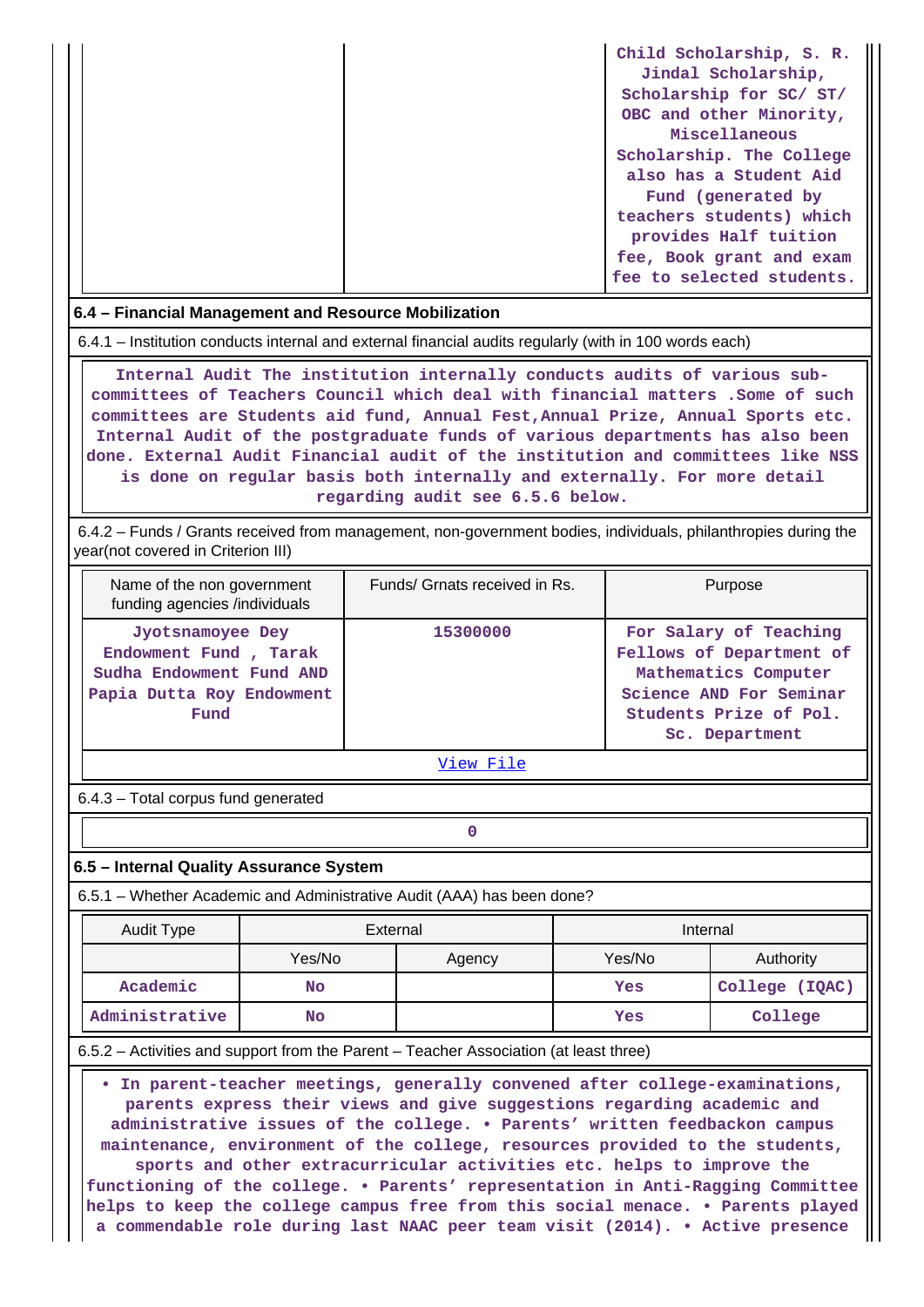| | | Child Scholarship, S. R. Jindal Scholarship, Scholarship for SC/ ST/ OBC and other Minority, Miscellaneous Scholarship. The College also has a Student Aid Fund (generated by teachers students) which provides Half tuition fee, Book grant and exam fee to selected students. |
|---|---|---|

**6.4 – Financial Management and Resource Mobilization**

6.4.1 – Institution conducts internal and external financial audits regularly (with in 100 words each)

Internal Audit The institution internally conducts audits of various sub-committees of Teachers Council which deal with financial matters .Some of such committees are Students aid fund, Annual Fest,Annual Prize, Annual Sports etc. Internal Audit of the postgraduate funds of various departments has also been done. External Audit Financial audit of the institution and committees like NSS is done on regular basis both internally and externally. For more detail regarding audit see 6.5.6 below.

6.4.2 – Funds / Grants received from management, non-government bodies, individuals, philanthropies during the year(not covered in Criterion III)

| Name of the non government funding agencies /individuals | Funds/ Grnats received in Rs. | Purpose |
|---|---|---|
| Jyotsnamoyee Dey Endowment Fund , Tarak Sudha Endowment Fund AND Papia Dutta Roy Endowment Fund | 15300000 | For Salary of Teaching Fellows of Department of Mathematics Computer Science AND For Seminar Students Prize of Pol. Sc. Department |

View File

6.4.3 – Total corpus fund generated

0

**6.5 – Internal Quality Assurance System**

6.5.1 – Whether Academic and Administrative Audit (AAA) has been done?

| Audit Type | External | | Internal | |
|---|---|---|---|---|
| | Yes/No | Agency | Yes/No | Authority |
| Academic | No | | Yes | College (IQAC) |
| Administrative | No | | Yes | College |

6.5.2 – Activities and support from the Parent – Teacher Association (at least three)

• In parent-teacher meetings, generally convened after college-examinations, parents express their views and give suggestions regarding academic and administrative issues of the college. • Parents' written feedbackon campus maintenance, environment of the college, resources provided to the students, sports and other extracurricular activities etc. helps to improve the functioning of the college. • Parents' representation in Anti-Ragging Committee helps to keep the college campus free from this social menace. • Parents played a commendable role during last NAAC peer team visit (2014). • Active presence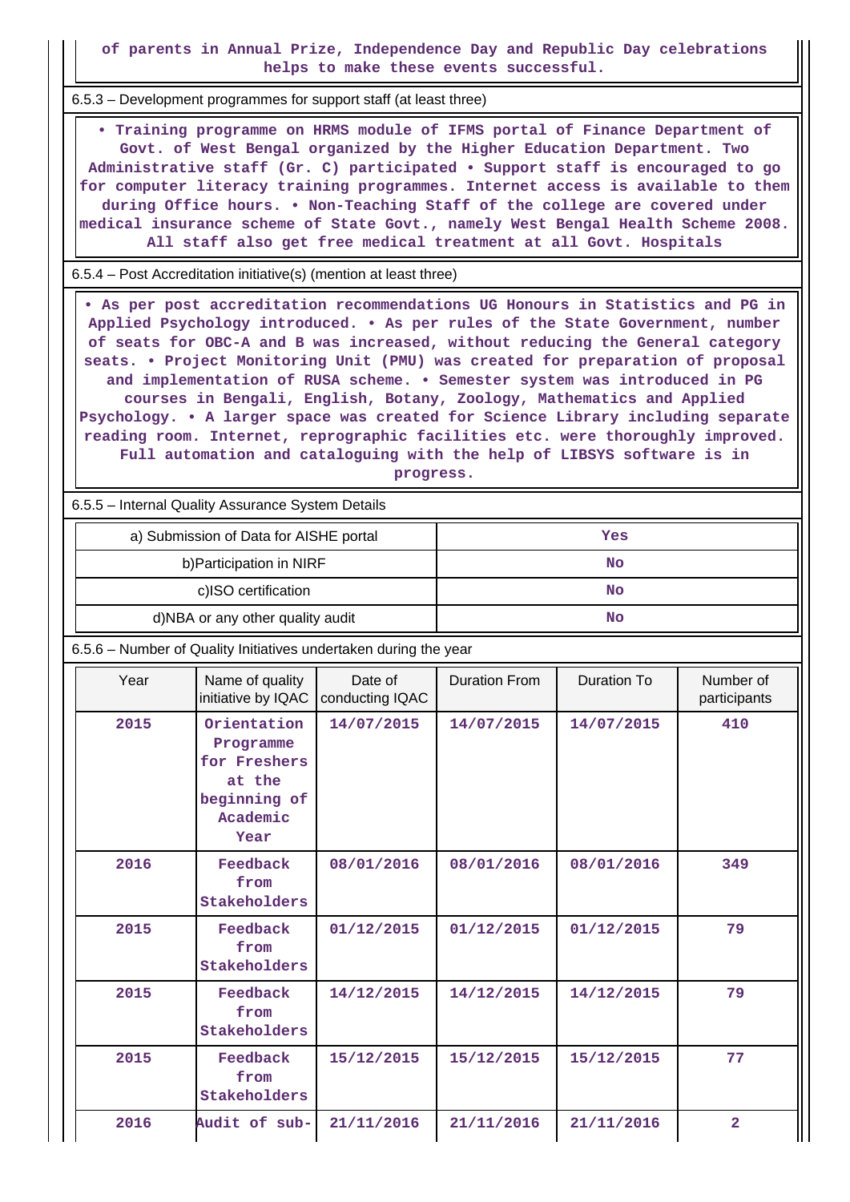of parents in Annual Prize, Independence Day and Republic Day celebrations helps to make these events successful.

6.5.3 – Development programmes for support staff (at least three)

• Training programme on HRMS module of IFMS portal of Finance Department of Govt. of West Bengal organized by the Higher Education Department. Two Administrative staff (Gr. C) participated • Support staff is encouraged to go for computer literacy training programmes. Internet access is available to them during Office hours. • Non-Teaching Staff of the college are covered under medical insurance scheme of State Govt., namely West Bengal Health Scheme 2008. All staff also get free medical treatment at all Govt. Hospitals

6.5.4 – Post Accreditation initiative(s) (mention at least three)

• As per post accreditation recommendations UG Honours in Statistics and PG in Applied Psychology introduced. • As per rules of the State Government, number of seats for OBC-A and B was increased, without reducing the General category seats. • Project Monitoring Unit (PMU) was created for preparation of proposal and implementation of RUSA scheme. • Semester system was introduced in PG courses in Bengali, English, Botany, Zoology, Mathematics and Applied Psychology. • A larger space was created for Science Library including separate reading room. Internet, reprographic facilities etc. were thoroughly improved. Full automation and cataloguing with the help of LIBSYS software is in progress.

6.5.5 – Internal Quality Assurance System Details

| a) Submission of Data for AISHE portal | Yes |
|---|---|
| b)Participation in NIRF | No |
| c)ISO certification | No |
| d)NBA or any other quality audit | No |

6.5.6 – Number of Quality Initiatives undertaken during the year

| Year | Name of quality initiative by IQAC | Date of conducting IQAC | Duration From | Duration To | Number of participants |
|---|---|---|---|---|---|
| 2015 | Orientation Programme for Freshers at the beginning of Academic Year | 14/07/2015 | 14/07/2015 | 14/07/2015 | 410 |
| 2016 | Feedback from Stakeholders | 08/01/2016 | 08/01/2016 | 08/01/2016 | 349 |
| 2015 | Feedback from Stakeholders | 01/12/2015 | 01/12/2015 | 01/12/2015 | 79 |
| 2015 | Feedback from Stakeholders | 14/12/2015 | 14/12/2015 | 14/12/2015 | 79 |
| 2015 | Feedback from Stakeholders | 15/12/2015 | 15/12/2015 | 15/12/2015 | 77 |
| 2016 | Audit of sub- | 21/11/2016 | 21/11/2016 | 21/11/2016 | 2 |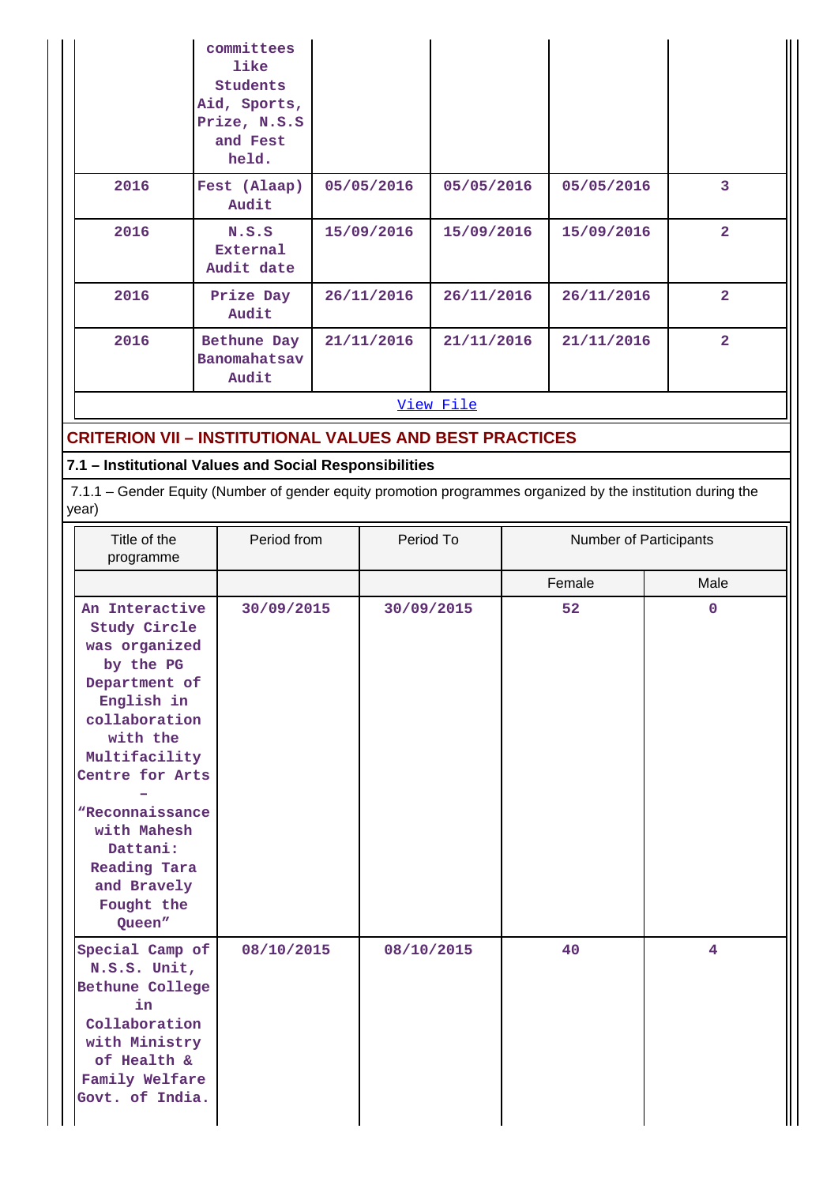| | | | | | |
|---|---|---|---|---|---|
| | committees like Students Aid, Sports, Prize, N.S.S and Fest held. | | | | |
| 2016 | Fest (Alaap) Audit | 05/05/2016 | 05/05/2016 | 05/05/2016 | 3 |
| 2016 | N.S.S External Audit date | 15/09/2016 | 15/09/2016 | 15/09/2016 | 2 |
| 2016 | Prize Day Audit | 26/11/2016 | 26/11/2016 | 26/11/2016 | 2 |
| 2016 | Bethune Day Banomahatsav Audit | 21/11/2016 | 21/11/2016 | 21/11/2016 | 2 |

[View File]

## CRITERION VII – INSTITUTIONAL VALUES AND BEST PRACTICES

### 7.1 – Institutional Values and Social Responsibilities

7.1.1 – Gender Equity (Number of gender equity promotion programmes organized by the institution during the year)

| Title of the programme | Period from | Period To | Number of Participants | |
|---|---|---|---|---|
| | | | Female | Male |
| An Interactive Study Circle was organized by the PG Department of English in collaboration with the Multifacility Centre for Arts – "Reconnaissance with Mahesh Dattani: Reading Tara and Bravely Fought the Queen" | 30/09/2015 | 30/09/2015 | 52 | 0 |
| Special Camp of N.S.S. Unit, Bethune College in Collaboration with Ministry of Health & Family Welfare Govt. of India. | 08/10/2015 | 08/10/2015 | 40 | 4 |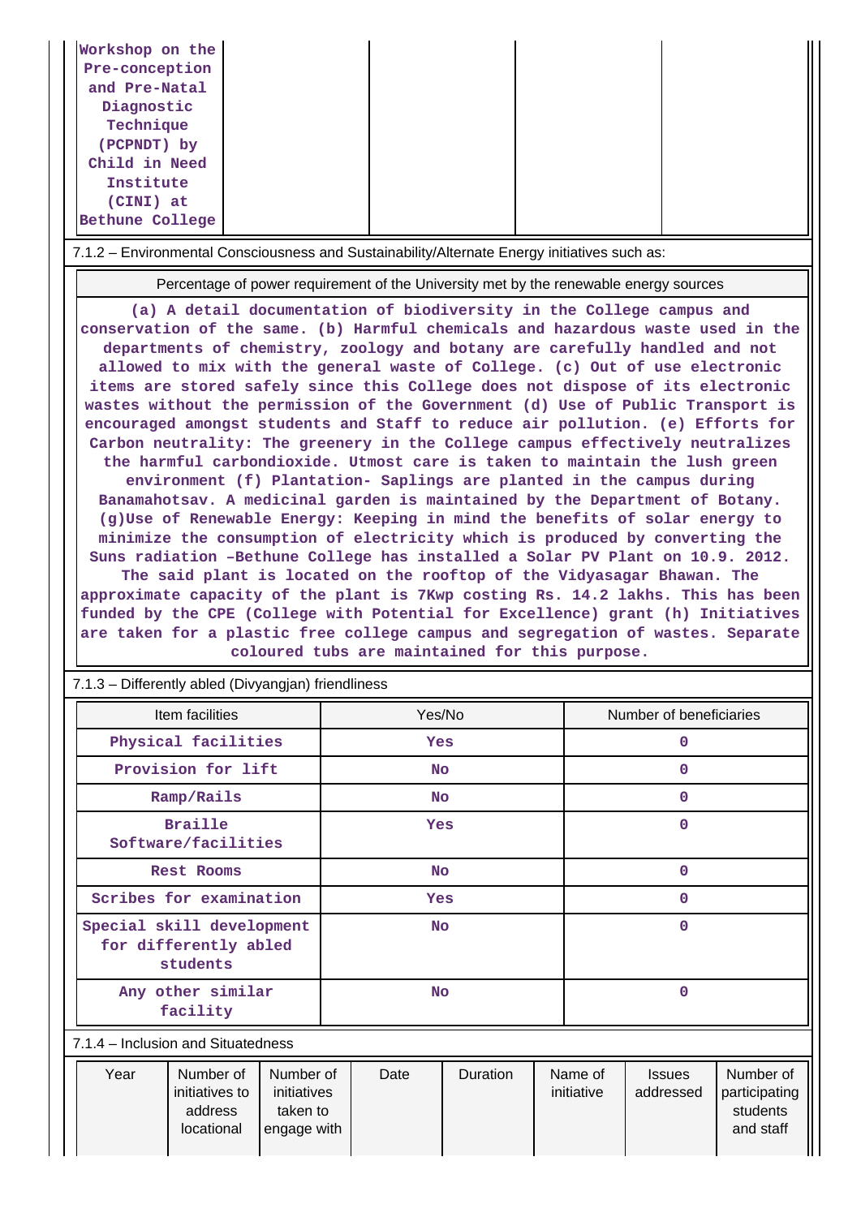| Workshop on the Pre-conception and Pre-Natal Diagnostic Technique (PCPNDT) by Child in Need Institute (CINI) at Bethune College | | | | |
|---|---|---|---|---|

7.1.2 – Environmental Consciousness and Sustainability/Alternate Energy initiatives such as:

| Percentage of power requirement of the University met by the renewable energy sources |
|---|
| (a) A detail documentation of biodiversity in the College campus and conservation of the same. (b) Harmful chemicals and hazardous waste used in the departments of chemistry, zoology and botany are carefully handled and not allowed to mix with the general waste of College. (c) Out of use electronic items are stored safely since this College does not dispose of its electronic wastes without the permission of the Government (d) Use of Public Transport is encouraged amongst students and Staff to reduce air pollution. (e) Efforts for Carbon neutrality: The greenery in the College campus effectively neutralizes the harmful carbondioxide. Utmost care is taken to maintain the lush green environment (f) Plantation- Saplings are planted in the campus during Banamahotsav. A medicinal garden is maintained by the Department of Botany. (g)Use of Renewable Energy: Keeping in mind the benefits of solar energy to minimize the consumption of electricity which is produced by converting the Suns radiation –Bethune College has installed a Solar PV Plant on 10.9. 2012. The said plant is located on the rooftop of the Vidyasagar Bhawan. The approximate capacity of the plant is 7Kwp costing Rs. 14.2 lakhs. This has been funded by the CPE (College with Potential for Excellence) grant (h) Initiatives are taken for a plastic free college campus and segregation of wastes. Separate coloured tubs are maintained for this purpose. |

7.1.3 – Differently abled (Divyangjan) friendliness

| Item facilities | Yes/No | Number of beneficiaries |
|---|---|---|
| Physical facilities | Yes | 0 |
| Provision for lift | No | 0 |
| Ramp/Rails | No | 0 |
| Braille Software/facilities | Yes | 0 |
| Rest Rooms | No | 0 |
| Scribes for examination | Yes | 0 |
| Special skill development for differently abled students | No | 0 |
| Any other similar facility | No | 0 |

7.1.4 – Inclusion and Situatedness

| Year | Number of initiatives to address locational | Number of initiatives taken to engage with | Date | Duration | Name of initiative | Issues addressed | Number of participating students and staff |
|---|---|---|---|---|---|---|---|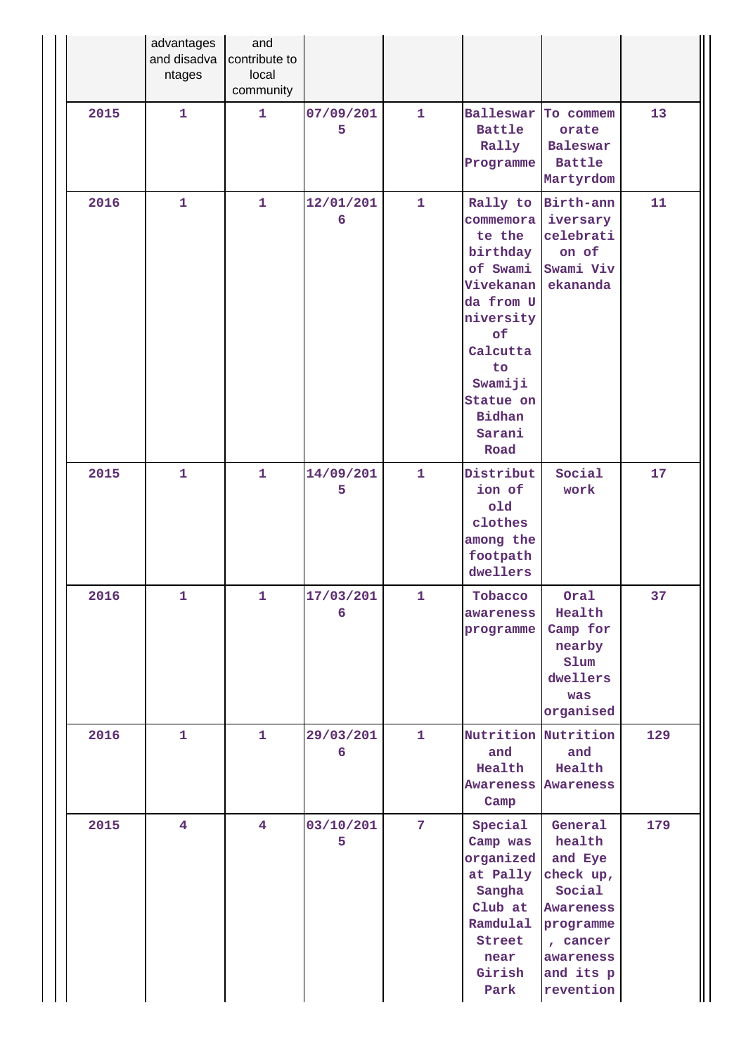|  | advantages and disadvantages | and contribute to local community |  |  |  |  |  |
|---|---|---|---|---|---|---|---|
| 2015 | 1 | 1 | 07/09/2015 | 1 | Balleswar Battle Rally Programme | To commemorate Baleswar Battle Martyrdom | 13 |
| 2016 | 1 | 1 | 12/01/2016 | 1 | Rally to commemorate the birthday of Swami Vivekananda from University of Calcutta to Swamiji Statue on Bidhan Sarani Road | Birth-anniversary celebration of Swami Vivekananda | 11 |
| 2015 | 1 | 1 | 14/09/2015 | 1 | Distribution of old clothes among the footpath dwellers | Social work | 17 |
| 2016 | 1 | 1 | 17/03/2016 | 1 | Tobacco awareness programme | Oral Health Camp for nearby Slum dwellers was organised | 37 |
| 2016 | 1 | 1 | 29/03/2016 | 1 | Nutrition and Health Awareness Camp | Nutrition and Health Awareness | 129 |
| 2015 | 4 | 4 | 03/10/2015 | 7 | Special Camp was organized at Pally Sangha Club at Ramdulal Street near Girish Park | General health and Eye check up, Social Awareness programme, cancer awareness and its prevention | 179 |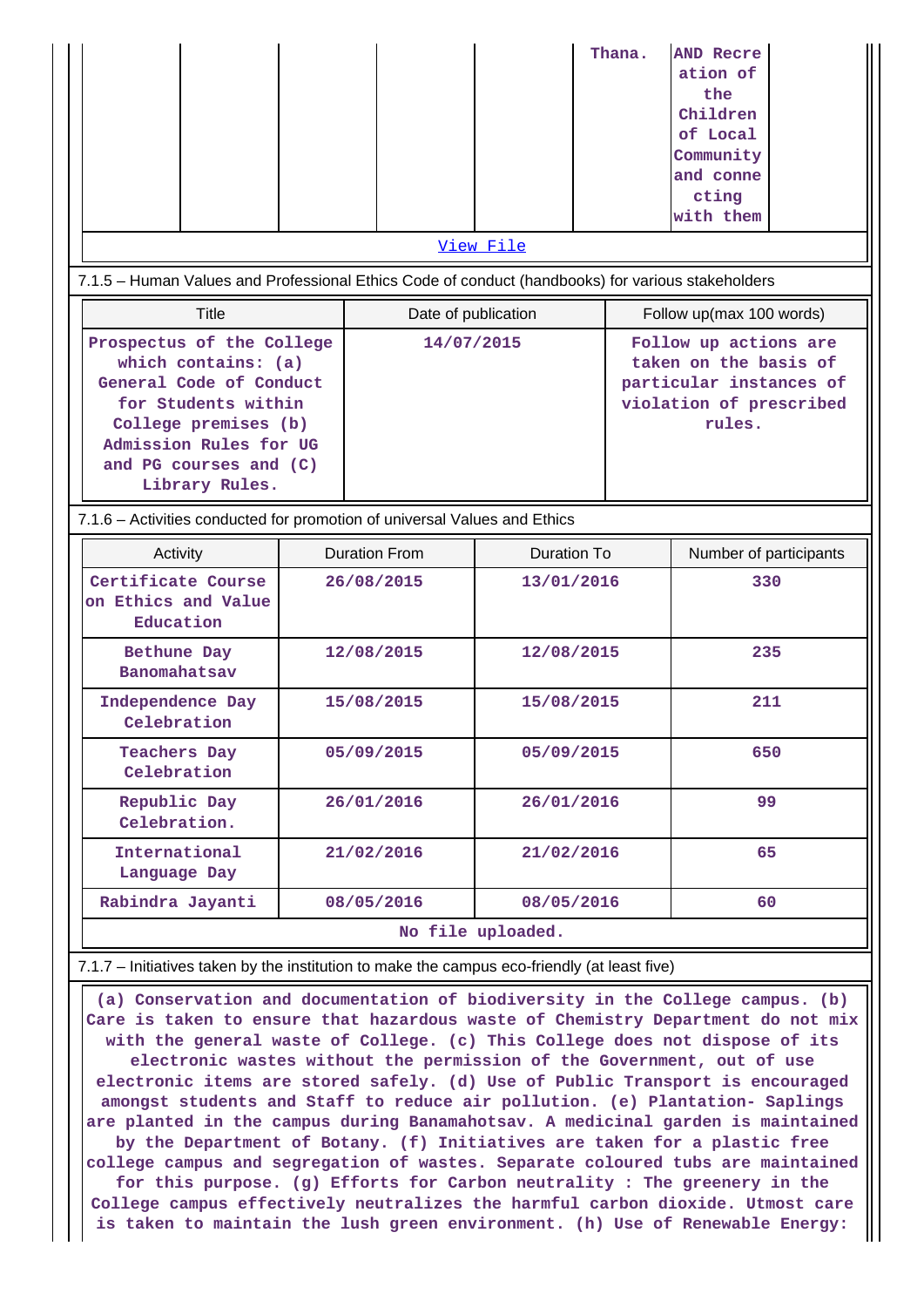| | | | | | Thana. | AND Recreation of the Children of Local Community and connecting with them | |
|---|---|---|---|---|---|---|---|

View File

7.1.5 – Human Values and Professional Ethics Code of conduct (handbooks) for various stakeholders

| Title | Date of publication | Follow up(max 100 words) |
|---|---|---|
| Prospectus of the College which contains: (a) General Code of Conduct for Students within College premises (b) Admission Rules for UG and PG courses and (C) Library Rules. | 14/07/2015 | Follow up actions are taken on the basis of particular instances of violation of prescribed rules. |

7.1.6 – Activities conducted for promotion of universal Values and Ethics

| Activity | Duration From | Duration To | Number of participants |
|---|---|---|---|
| Certificate Course on Ethics and Value Education | 26/08/2015 | 13/01/2016 | 330 |
| Bethune Day Banomahatsav | 12/08/2015 | 12/08/2015 | 235 |
| Independence Day Celebration | 15/08/2015 | 15/08/2015 | 211 |
| Teachers Day Celebration | 05/09/2015 | 05/09/2015 | 650 |
| Republic Day Celebration. | 26/01/2016 | 26/01/2016 | 99 |
| International Language Day | 21/02/2016 | 21/02/2016 | 65 |
| Rabindra Jayanti | 08/05/2016 | 08/05/2016 | 60 |

No file uploaded.

7.1.7 – Initiatives taken by the institution to make the campus eco-friendly (at least five)

(a) Conservation and documentation of biodiversity in the College campus. (b) Care is taken to ensure that hazardous waste of Chemistry Department do not mix with the general waste of College. (c) This College does not dispose of its electronic wastes without the permission of the Government, out of use electronic items are stored safely. (d) Use of Public Transport is encouraged amongst students and Staff to reduce air pollution. (e) Plantation- Saplings are planted in the campus during Banamahotsav. A medicinal garden is maintained by the Department of Botany. (f) Initiatives are taken for a plastic free college campus and segregation of wastes. Separate coloured tubs are maintained for this purpose. (g) Efforts for Carbon neutrality : The greenery in the College campus effectively neutralizes the harmful carbon dioxide. Utmost care is taken to maintain the lush green environment. (h) Use of Renewable Energy: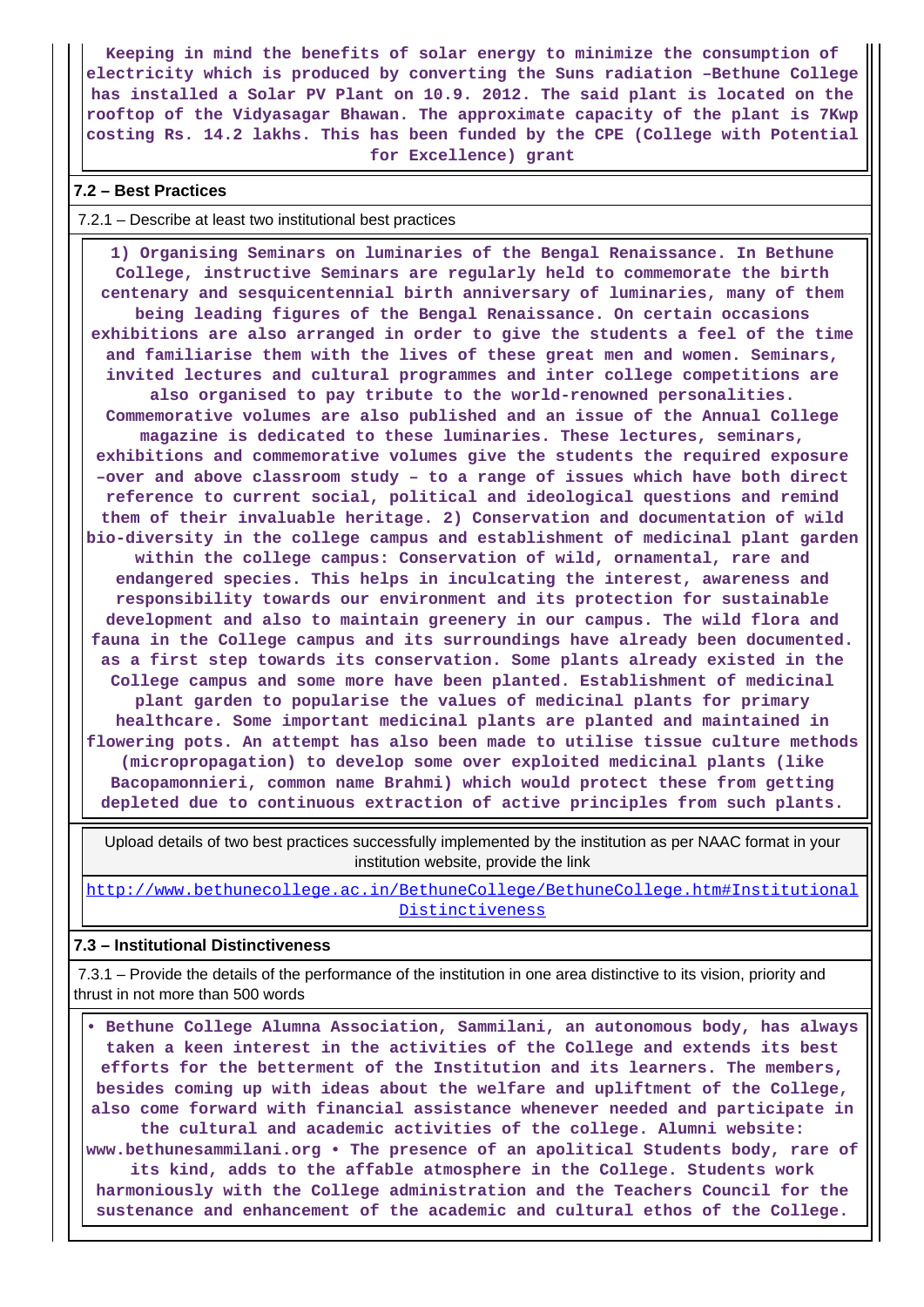Keeping in mind the benefits of solar energy to minimize the consumption of electricity which is produced by converting the Suns radiation –Bethune College has installed a Solar PV Plant on 10.9. 2012. The said plant is located on the rooftop of the Vidyasagar Bhawan. The approximate capacity of the plant is 7Kwp costing Rs. 14.2 lakhs. This has been funded by the CPE (College with Potential for Excellence) grant

## 7.2 – Best Practices

7.2.1 – Describe at least two institutional best practices

1) Organising Seminars on luminaries of the Bengal Renaissance. In Bethune College, instructive Seminars are regularly held to commemorate the birth centenary and sesquicentennial birth anniversary of luminaries, many of them being leading figures of the Bengal Renaissance. On certain occasions exhibitions are also arranged in order to give the students a feel of the time and familiarise them with the lives of these great men and women. Seminars, invited lectures and cultural programmes and inter college competitions are also organised to pay tribute to the world-renowned personalities. Commemorative volumes are also published and an issue of the Annual College magazine is dedicated to these luminaries. These lectures, seminars, exhibitions and commemorative volumes give the students the required exposure –over and above classroom study – to a range of issues which have both direct reference to current social, political and ideological questions and remind them of their invaluable heritage. 2) Conservation and documentation of wild bio-diversity in the college campus and establishment of medicinal plant garden within the college campus: Conservation of wild, ornamental, rare and endangered species. This helps in inculcating the interest, awareness and responsibility towards our environment and its protection for sustainable development and also to maintain greenery in our campus. The wild flora and fauna in the College campus and its surroundings have already been documented. as a first step towards its conservation. Some plants already existed in the College campus and some more have been planted. Establishment of medicinal plant garden to popularise the values of medicinal plants for primary healthcare. Some important medicinal plants are planted and maintained in flowering pots. An attempt has also been made to utilise tissue culture methods (micropropagation) to develop some over exploited medicinal plants (like Bacopamonnieri, common name Brahmi) which would protect these from getting depleted due to continuous extraction of active principles from such plants.

Upload details of two best practices successfully implemented by the institution as per NAAC format in your institution website, provide the link

http://www.bethunecollege.ac.in/BethuneCollege/BethuneCollege.htm#Institutional Distinctiveness

## 7.3 – Institutional Distinctiveness

7.3.1 – Provide the details of the performance of the institution in one area distinctive to its vision, priority and thrust in not more than 500 words

• Bethune College Alumna Association, Sammilani, an autonomous body, has always taken a keen interest in the activities of the College and extends its best efforts for the betterment of the Institution and its learners. The members, besides coming up with ideas about the welfare and upliftment of the College, also come forward with financial assistance whenever needed and participate in the cultural and academic activities of the college. Alumni website: www.bethunesammilani.org • The presence of an apolitical Students body, rare of its kind, adds to the affable atmosphere in the College. Students work harmoniously with the College administration and the Teachers Council for the sustenance and enhancement of the academic and cultural ethos of the College.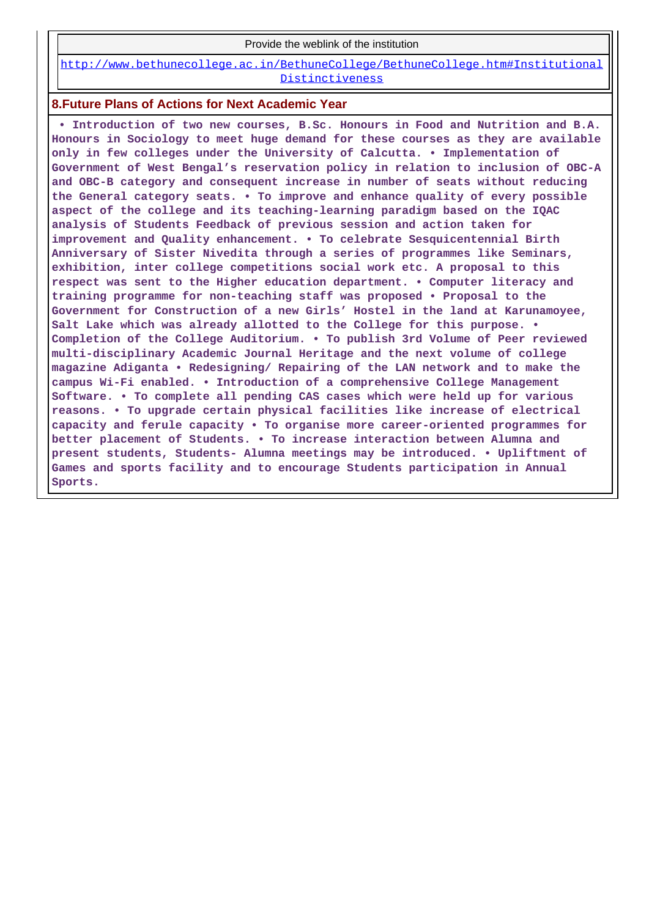| Provide the weblink of the institution |
| --- |
| http://www.bethunecollege.ac.in/BethuneCollege/BethuneCollege.htm#Institutional Distinctiveness |

## 8.Future Plans of Actions for Next Academic Year

**• Introduction of two new courses, B.Sc. Honours in Food and Nutrition and B.A. Honours in Sociology to meet huge demand for these courses as they are available only in few colleges under the University of Calcutta. • Implementation of Government of West Bengal's reservation policy in relation to inclusion of OBC-A and OBC-B category and consequent increase in number of seats without reducing the General category seats. • To improve and enhance quality of every possible aspect of the college and its teaching-learning paradigm based on the IQAC analysis of Students Feedback of previous session and action taken for improvement and Quality enhancement. • To celebrate Sesquicentennial Birth Anniversary of Sister Nivedita through a series of programmes like Seminars, exhibition, inter college competitions social work etc. A proposal to this respect was sent to the Higher education department. • Computer literacy and training programme for non-teaching staff was proposed • Proposal to the Government for Construction of a new Girls' Hostel in the land at Karunamoyee, Salt Lake which was already allotted to the College for this purpose. • Completion of the College Auditorium. • To publish 3rd Volume of Peer reviewed multi-disciplinary Academic Journal Heritage and the next volume of college magazine Adiganta • Redesigning/ Repairing of the LAN network and to make the campus Wi-Fi enabled. • Introduction of a comprehensive College Management Software. • To complete all pending CAS cases which were held up for various reasons. • To upgrade certain physical facilities like increase of electrical capacity and ferule capacity • To organise more career-oriented programmes for better placement of Students. • To increase interaction between Alumna and present students, Students- Alumna meetings may be introduced. • Upliftment of Games and sports facility and to encourage Students participation in Annual Sports.**